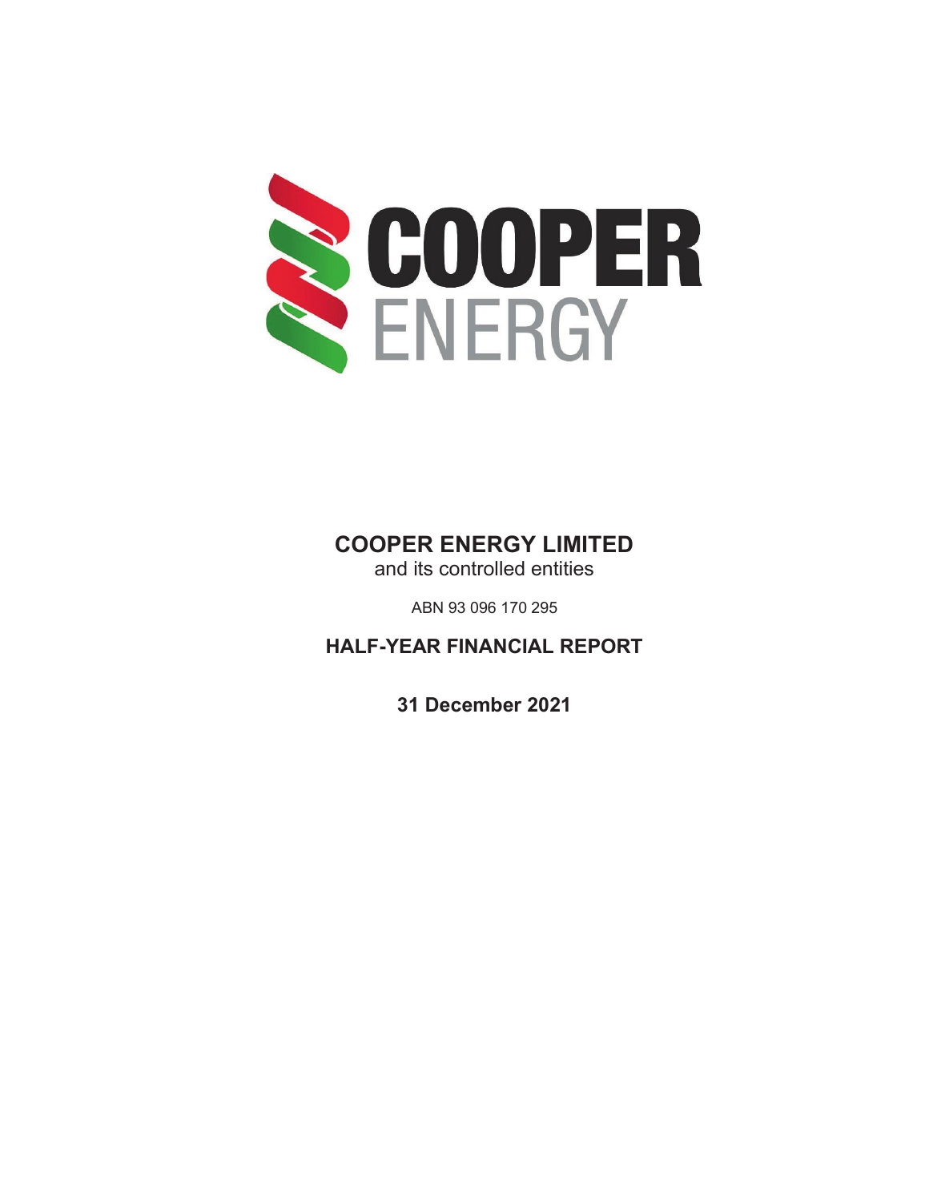# COOPER ENERGY LIMITED

and its controlled entities

ABN 93 096 170 295

## HALF-YEAR FINANCIAL REPORT

**31 December 2021**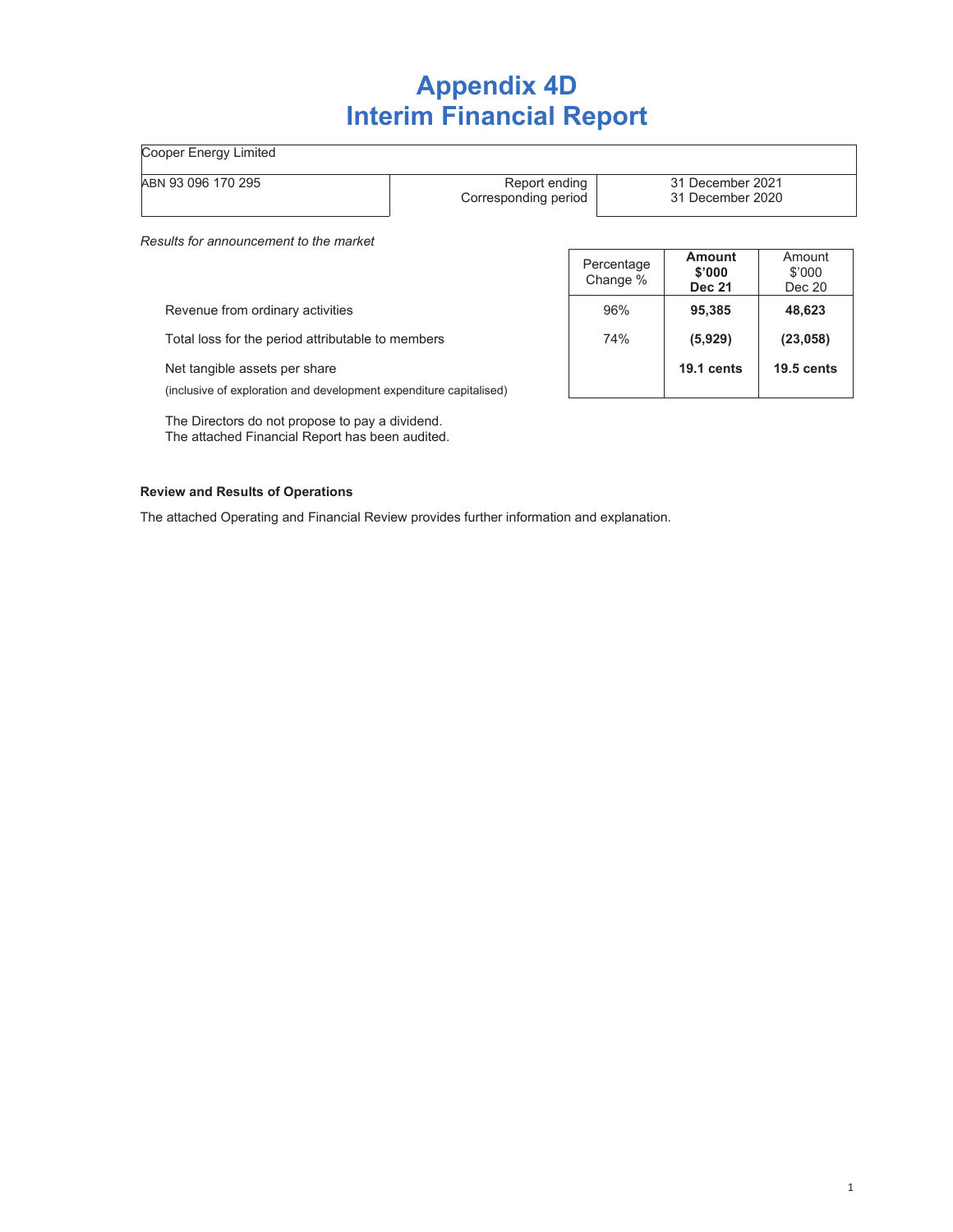# Appendix 4D
# Interim Financial Report

| Cooper Energy Limited | | |
|---|---|---|
| ABN 93 096 170 295 | Report ending<br>Corresponding period | 31 December 2021<br>31 December 2020 |

*Results for announcement to the market*

| | Percentage Change % | **Amount $'000 Dec 21** | Amount $'000 Dec 20 |
|---|---|---|---|
| Revenue from ordinary activities | 96% | **95,385** | **48,623** |
| Total loss for the period attributable to members | 74% | **(5,929)** | **(23,058)** |
| Net tangible assets per share<br>(inclusive of exploration and development expenditure capitalised) | | **19.1 cents** | **19.5 cents** |

The Directors do not propose to pay a dividend.
The attached Financial Report has been audited.

**Review and Results of Operations**

The attached Operating and Financial Review provides further information and explanation.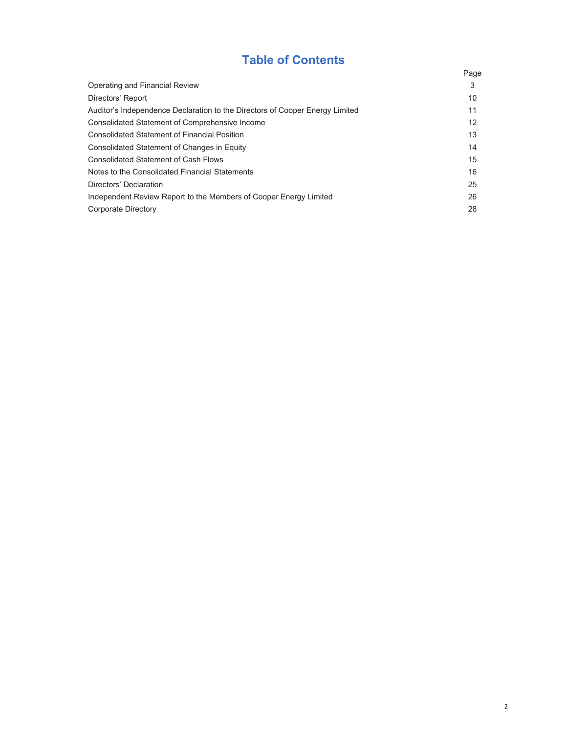# Table of Contents

| | Page |
|---|---|
| Operating and Financial Review | 3 |
| Directors' Report | 10 |
| Auditor's Independence Declaration to the Directors of Cooper Energy Limited | 11 |
| Consolidated Statement of Comprehensive Income | 12 |
| Consolidated Statement of Financial Position | 13 |
| Consolidated Statement of Changes in Equity | 14 |
| Consolidated Statement of Cash Flows | 15 |
| Notes to the Consolidated Financial Statements | 16 |
| Directors' Declaration | 25 |
| Independent Review Report to the Members of Cooper Energy Limited | 26 |
| Corporate Directory | 28 |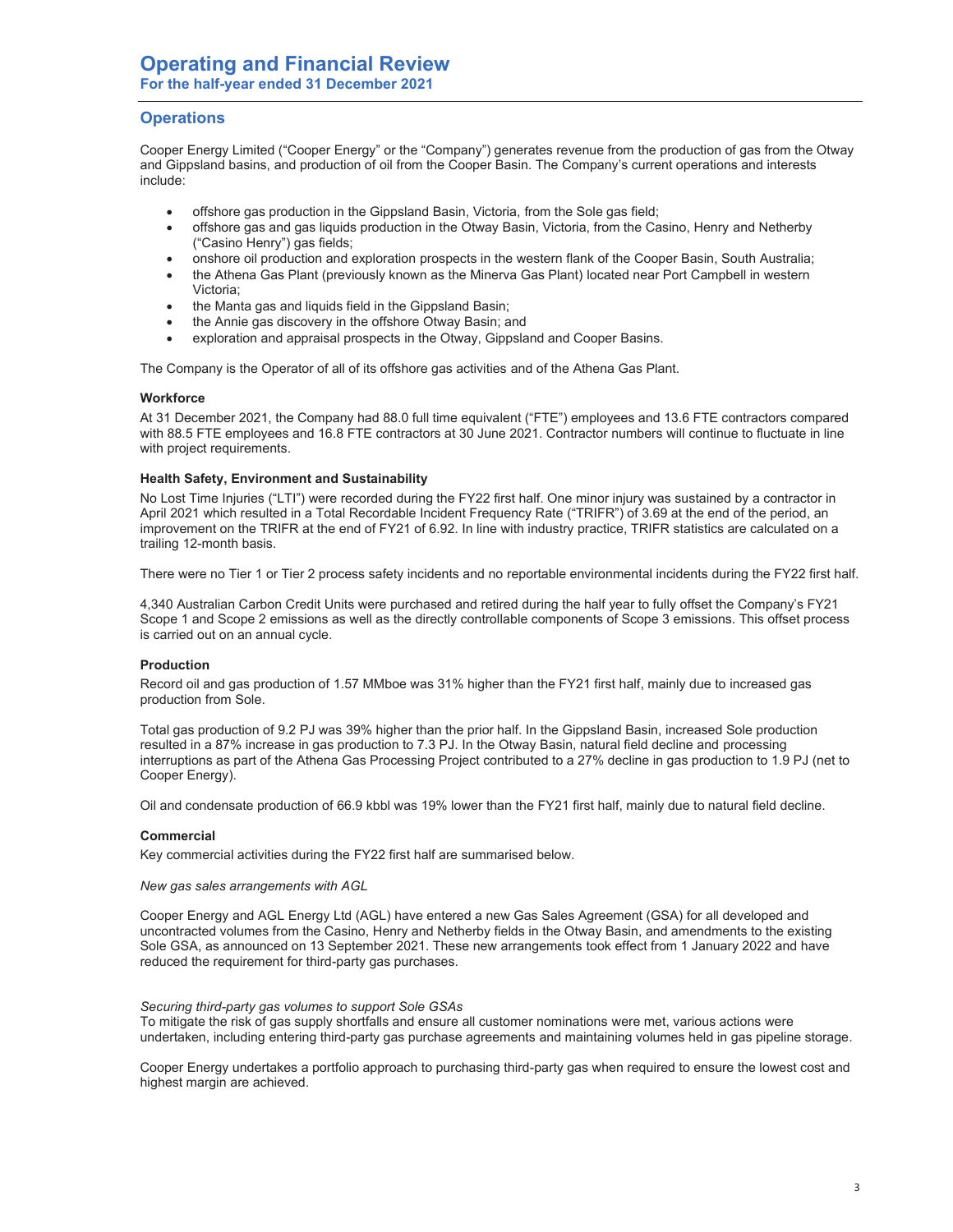# Operating and Financial Review

**For the half-year ended 31 December 2021**

## Operations

Cooper Energy Limited ("Cooper Energy" or the "Company") generates revenue from the production of gas from the Otway and Gippsland basins, and production of oil from the Cooper Basin. The Company's current operations and interests include:

- offshore gas production in the Gippsland Basin, Victoria, from the Sole gas field;
- offshore gas and gas liquids production in the Otway Basin, Victoria, from the Casino, Henry and Netherby ("Casino Henry") gas fields;
- onshore oil production and exploration prospects in the western flank of the Cooper Basin, South Australia;
- the Athena Gas Plant (previously known as the Minerva Gas Plant) located near Port Campbell in western Victoria;
- the Manta gas and liquids field in the Gippsland Basin;
- the Annie gas discovery in the offshore Otway Basin; and
- exploration and appraisal prospects in the Otway, Gippsland and Cooper Basins.

The Company is the Operator of all of its offshore gas activities and of the Athena Gas Plant.

### Workforce

At 31 December 2021, the Company had 88.0 full time equivalent ("FTE") employees and 13.6 FTE contractors compared with 88.5 FTE employees and 16.8 FTE contractors at 30 June 2021. Contractor numbers will continue to fluctuate in line with project requirements.

### Health Safety, Environment and Sustainability

No Lost Time Injuries ("LTI") were recorded during the FY22 first half. One minor injury was sustained by a contractor in April 2021 which resulted in a Total Recordable Incident Frequency Rate ("TRIFR") of 3.69 at the end of the period, an improvement on the TRIFR at the end of FY21 of 6.92. In line with industry practice, TRIFR statistics are calculated on a trailing 12-month basis.

There were no Tier 1 or Tier 2 process safety incidents and no reportable environmental incidents during the FY22 first half.

4,340 Australian Carbon Credit Units were purchased and retired during the half year to fully offset the Company's FY21 Scope 1 and Scope 2 emissions as well as the directly controllable components of Scope 3 emissions. This offset process is carried out on an annual cycle.

### Production

Record oil and gas production of 1.57 MMboe was 31% higher than the FY21 first half, mainly due to increased gas production from Sole.

Total gas production of 9.2 PJ was 39% higher than the prior half. In the Gippsland Basin, increased Sole production resulted in a 87% increase in gas production to 7.3 PJ. In the Otway Basin, natural field decline and processing interruptions as part of the Athena Gas Processing Project contributed to a 27% decline in gas production to 1.9 PJ (net to Cooper Energy).

Oil and condensate production of 66.9 kbbl was 19% lower than the FY21 first half, mainly due to natural field decline.

### Commercial

Key commercial activities during the FY22 first half are summarised below.

*New gas sales arrangements with AGL*

Cooper Energy and AGL Energy Ltd (AGL) have entered a new Gas Sales Agreement (GSA) for all developed and uncontracted volumes from the Casino, Henry and Netherby fields in the Otway Basin, and amendments to the existing Sole GSA, as announced on 13 September 2021. These new arrangements took effect from 1 January 2022 and have reduced the requirement for third-party gas purchases.

*Securing third-party gas volumes to support Sole GSAs*

To mitigate the risk of gas supply shortfalls and ensure all customer nominations were met, various actions were undertaken, including entering third-party gas purchase agreements and maintaining volumes held in gas pipeline storage.

Cooper Energy undertakes a portfolio approach to purchasing third-party gas when required to ensure the lowest cost and highest margin are achieved.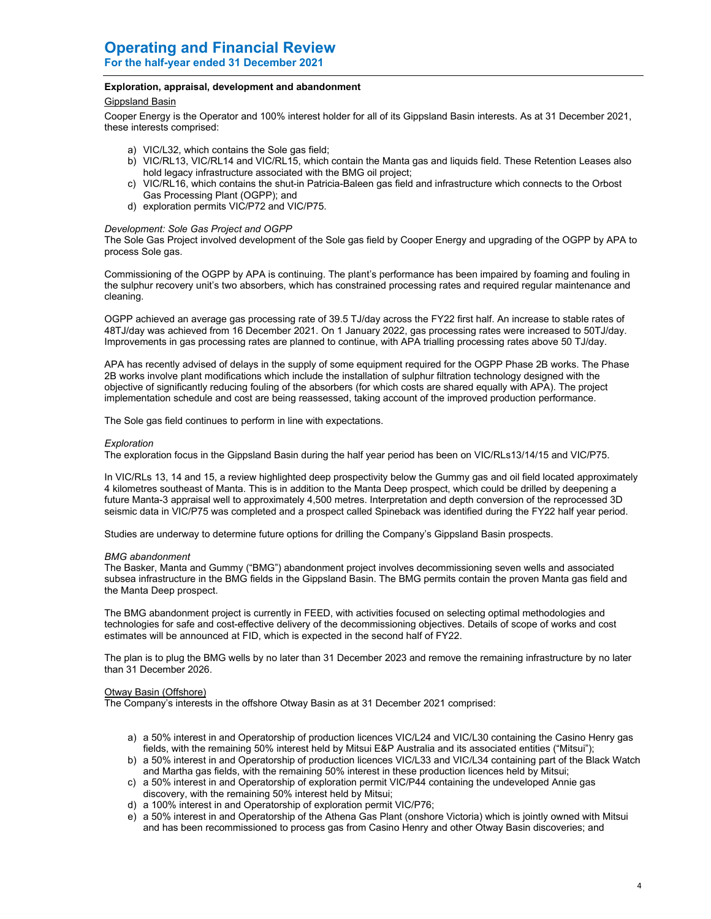# Operating and Financial Review

## For the half-year ended 31 December 2021

**Exploration, appraisal, development and abandonment**

Gippsland Basin

Cooper Energy is the Operator and 100% interest holder for all of its Gippsland Basin interests. As at 31 December 2021, these interests comprised:

a) VIC/L32, which contains the Sole gas field;
b) VIC/RL13, VIC/RL14 and VIC/RL15, which contain the Manta gas and liquids field. These Retention Leases also hold legacy infrastructure associated with the BMG oil project;
c) VIC/RL16, which contains the shut-in Patricia-Baleen gas field and infrastructure which connects to the Orbost Gas Processing Plant (OGPP); and
d) exploration permits VIC/P72 and VIC/P75.

*Development: Sole Gas Project and OGPP*

The Sole Gas Project involved development of the Sole gas field by Cooper Energy and upgrading of the OGPP by APA to process Sole gas.

Commissioning of the OGPP by APA is continuing. The plant's performance has been impaired by foaming and fouling in the sulphur recovery unit's two absorbers, which has constrained processing rates and required regular maintenance and cleaning.

OGPP achieved an average gas processing rate of 39.5 TJ/day across the FY22 first half. An increase to stable rates of 48TJ/day was achieved from 16 December 2021. On 1 January 2022, gas processing rates were increased to 50TJ/day. Improvements in gas processing rates are planned to continue, with APA trialling processing rates above 50 TJ/day.

APA has recently advised of delays in the supply of some equipment required for the OGPP Phase 2B works. The Phase 2B works involve plant modifications which include the installation of sulphur filtration technology designed with the objective of significantly reducing fouling of the absorbers (for which costs are shared equally with APA). The project implementation schedule and cost are being reassessed, taking account of the improved production performance.

The Sole gas field continues to perform in line with expectations.

*Exploration*

The exploration focus in the Gippsland Basin during the half year period has been on VIC/RLs13/14/15 and VIC/P75.

In VIC/RLs 13, 14 and 15, a review highlighted deep prospectivity below the Gummy gas and oil field located approximately 4 kilometres southeast of Manta. This is in addition to the Manta Deep prospect, which could be drilled by deepening a future Manta-3 appraisal well to approximately 4,500 metres. Interpretation and depth conversion of the reprocessed 3D seismic data in VIC/P75 was completed and a prospect called Spineback was identified during the FY22 half year period.

Studies are underway to determine future options for drilling the Company's Gippsland Basin prospects.

*BMG abandonment*

The Basker, Manta and Gummy ("BMG") abandonment project involves decommissioning seven wells and associated subsea infrastructure in the BMG fields in the Gippsland Basin. The BMG permits contain the proven Manta gas field and the Manta Deep prospect.

The BMG abandonment project is currently in FEED, with activities focused on selecting optimal methodologies and technologies for safe and cost-effective delivery of the decommissioning objectives. Details of scope of works and cost estimates will be announced at FID, which is expected in the second half of FY22.

The plan is to plug the BMG wells by no later than 31 December 2023 and remove the remaining infrastructure by no later than 31 December 2026.

Otway Basin (Offshore)

The Company's interests in the offshore Otway Basin as at 31 December 2021 comprised:

a) a 50% interest in and Operatorship of production licences VIC/L24 and VIC/L30 containing the Casino Henry gas fields, with the remaining 50% interest held by Mitsui E&P Australia and its associated entities ("Mitsui");
b) a 50% interest in and Operatorship of production licences VIC/L33 and VIC/L34 containing part of the Black Watch and Martha gas fields, with the remaining 50% interest in these production licences held by Mitsui;
c) a 50% interest in and Operatorship of exploration permit VIC/P44 containing the undeveloped Annie gas discovery, with the remaining 50% interest held by Mitsui;
d) a 100% interest in and Operatorship of exploration permit VIC/P76;
e) a 50% interest in and Operatorship of the Athena Gas Plant (onshore Victoria) which is jointly owned with Mitsui and has been recommissioned to process gas from Casino Henry and other Otway Basin discoveries; and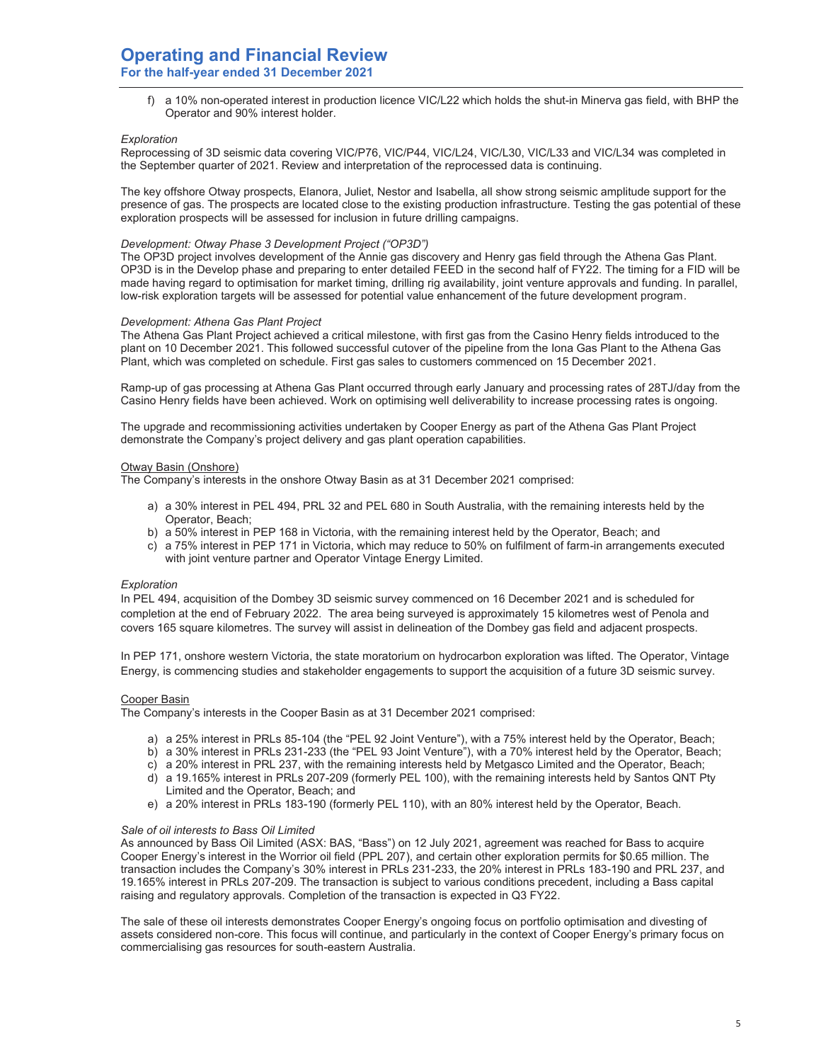f) a 10% non-operated interest in production licence VIC/L22 which holds the shut-in Minerva gas field, with BHP the Operator and 90% interest holder.

*Exploration*

Reprocessing of 3D seismic data covering VIC/P76, VIC/P44, VIC/L24, VIC/L30, VIC/L33 and VIC/L34 was completed in the September quarter of 2021. Review and interpretation of the reprocessed data is continuing.

The key offshore Otway prospects, Elanora, Juliet, Nestor and Isabella, all show strong seismic amplitude support for the presence of gas. The prospects are located close to the existing production infrastructure. Testing the gas potential of these exploration prospects will be assessed for inclusion in future drilling campaigns.

*Development: Otway Phase 3 Development Project ("OP3D")*

The OP3D project involves development of the Annie gas discovery and Henry gas field through the Athena Gas Plant. OP3D is in the Develop phase and preparing to enter detailed FEED in the second half of FY22. The timing for a FID will be made having regard to optimisation for market timing, drilling rig availability, joint venture approvals and funding. In parallel, low-risk exploration targets will be assessed for potential value enhancement of the future development program.

*Development: Athena Gas Plant Project*

The Athena Gas Plant Project achieved a critical milestone, with first gas from the Casino Henry fields introduced to the plant on 10 December 2021. This followed successful cutover of the pipeline from the Iona Gas Plant to the Athena Gas Plant, which was completed on schedule. First gas sales to customers commenced on 15 December 2021.

Ramp-up of gas processing at Athena Gas Plant occurred through early January and processing rates of 28TJ/day from the Casino Henry fields have been achieved. Work on optimising well deliverability to increase processing rates is ongoing.

The upgrade and recommissioning activities undertaken by Cooper Energy as part of the Athena Gas Plant Project demonstrate the Company's project delivery and gas plant operation capabilities.

<u>Otway Basin (Onshore)</u>

The Company's interests in the onshore Otway Basin as at 31 December 2021 comprised:

a) a 30% interest in PEL 494, PRL 32 and PEL 680 in South Australia, with the remaining interests held by the Operator, Beach;
b) a 50% interest in PEP 168 in Victoria, with the remaining interest held by the Operator, Beach; and
c) a 75% interest in PEP 171 in Victoria, which may reduce to 50% on fulfilment of farm-in arrangements executed with joint venture partner and Operator Vintage Energy Limited.

*Exploration*

In PEL 494, acquisition of the Dombey 3D seismic survey commenced on 16 December 2021 and is scheduled for completion at the end of February 2022. The area being surveyed is approximately 15 kilometres west of Penola and covers 165 square kilometres. The survey will assist in delineation of the Dombey gas field and adjacent prospects.

In PEP 171, onshore western Victoria, the state moratorium on hydrocarbon exploration was lifted. The Operator, Vintage Energy, is commencing studies and stakeholder engagements to support the acquisition of a future 3D seismic survey.

<u>Cooper Basin</u>

The Company's interests in the Cooper Basin as at 31 December 2021 comprised:

a) a 25% interest in PRLs 85-104 (the "PEL 92 Joint Venture"), with a 75% interest held by the Operator, Beach;
b) a 30% interest in PRLs 231-233 (the "PEL 93 Joint Venture"), with a 70% interest held by the Operator, Beach;
c) a 20% interest in PRL 237, with the remaining interests held by Metgasco Limited and the Operator, Beach;
d) a 19.165% interest in PRLs 207-209 (formerly PEL 100), with the remaining interests held by Santos QNT Pty Limited and the Operator, Beach; and
e) a 20% interest in PRLs 183-190 (formerly PEL 110), with an 80% interest held by the Operator, Beach.

*Sale of oil interests to Bass Oil Limited*

As announced by Bass Oil Limited (ASX: BAS, "Bass") on 12 July 2021, agreement was reached for Bass to acquire Cooper Energy's interest in the Worrior oil field (PPL 207), and certain other exploration permits for $0.65 million. The transaction includes the Company's 30% interest in PRLs 231-233, the 20% interest in PRLs 183-190 and PRL 237, and 19.165% interest in PRLs 207-209. The transaction is subject to various conditions precedent, including a Bass capital raising and regulatory approvals. Completion of the transaction is expected in Q3 FY22.

The sale of these oil interests demonstrates Cooper Energy's ongoing focus on portfolio optimisation and divesting of assets considered non-core. This focus will continue, and particularly in the context of Cooper Energy's primary focus on commercialising gas resources for south-eastern Australia.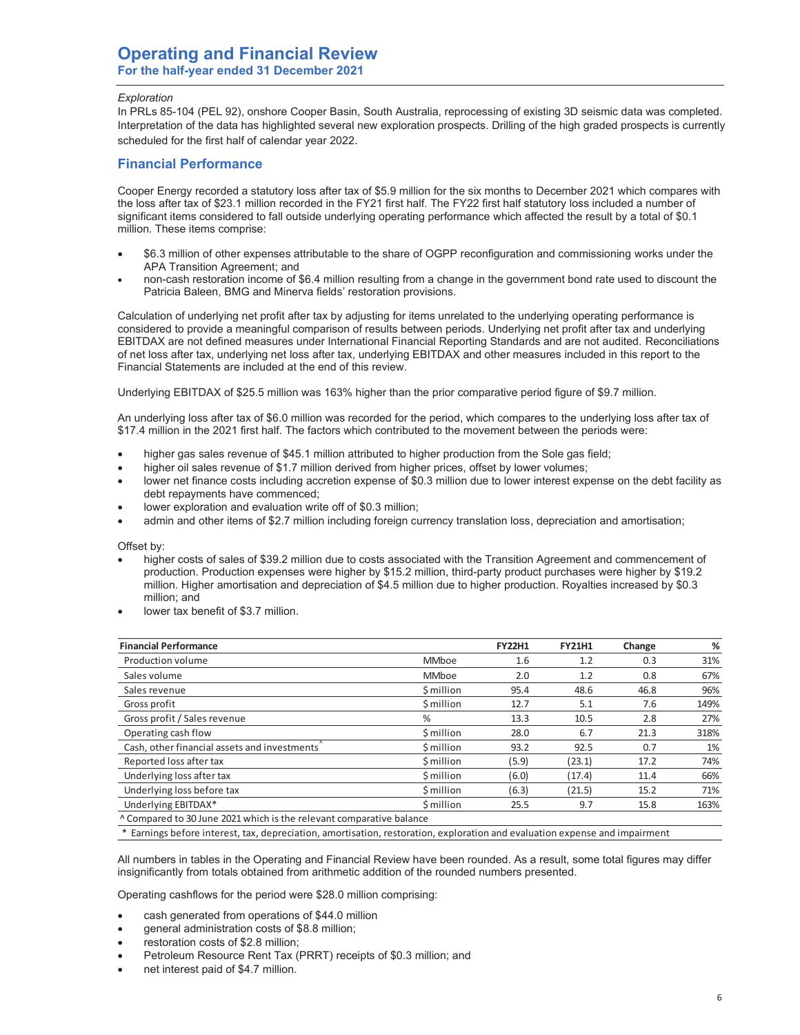# Operating and Financial Review

**For the half-year ended 31 December 2021**

*Exploration*

In PRLs 85-104 (PEL 92), onshore Cooper Basin, South Australia, reprocessing of existing 3D seismic data was completed. Interpretation of the data has highlighted several new exploration prospects. Drilling of the high graded prospects is currently scheduled for the first half of calendar year 2022.

## Financial Performance

Cooper Energy recorded a statutory loss after tax of $5.9 million for the six months to December 2021 which compares with the loss after tax of $23.1 million recorded in the FY21 first half. The FY22 first half statutory loss included a number of significant items considered to fall outside underlying operating performance which affected the result by a total of $0.1 million. These items comprise:

- $6.3 million of other expenses attributable to the share of OGPP reconfiguration and commissioning works under the APA Transition Agreement; and
- non-cash restoration income of $6.4 million resulting from a change in the government bond rate used to discount the Patricia Baleen, BMG and Minerva fields' restoration provisions.

Calculation of underlying net profit after tax by adjusting for items unrelated to the underlying operating performance is considered to provide a meaningful comparison of results between periods. Underlying net profit after tax and underlying EBITDAX are not defined measures under International Financial Reporting Standards and are not audited. Reconciliations of net loss after tax, underlying net loss after tax, underlying EBITDAX and other measures included in this report to the Financial Statements are included at the end of this review.

Underlying EBITDAX of $25.5 million was 163% higher than the prior comparative period figure of $9.7 million.

An underlying loss after tax of $6.0 million was recorded for the period, which compares to the underlying loss after tax of $17.4 million in the 2021 first half. The factors which contributed to the movement between the periods were:

- higher gas sales revenue of $45.1 million attributed to higher production from the Sole gas field;
- higher oil sales revenue of $1.7 million derived from higher prices, offset by lower volumes;
- lower net finance costs including accretion expense of $0.3 million due to lower interest expense on the debt facility as debt repayments have commenced;
- lower exploration and evaluation write off of $0.3 million;
- admin and other items of $2.7 million including foreign currency translation loss, depreciation and amortisation;

Offset by:

- higher costs of sales of $39.2 million due to costs associated with the Transition Agreement and commencement of production. Production expenses were higher by $15.2 million, third-party product purchases were higher by $19.2 million. Higher amortisation and depreciation of $4.5 million due to higher production. Royalties increased by $0.3 million; and
- lower tax benefit of $3.7 million.

| Financial Performance | | FY22H1 | FY21H1 | Change | % |
|---|---|---|---|---|---|
| Production volume | MMboe | 1.6 | 1.2 | 0.3 | 31% |
| Sales volume | MMboe | 2.0 | 1.2 | 0.8 | 67% |
| Sales revenue | $ million | 95.4 | 48.6 | 46.8 | 96% |
| Gross profit | $ million | 12.7 | 5.1 | 7.6 | 149% |
| Gross profit / Sales revenue | % | 13.3 | 10.5 | 2.8 | 27% |
| Operating cash flow | $ million | 28.0 | 6.7 | 21.3 | 318% |
| Cash, other financial assets and investments^ | $ million | 93.2 | 92.5 | 0.7 | 1% |
| Reported loss after tax | $ million | (5.9) | (23.1) | 17.2 | 74% |
| Underlying loss after tax | $ million | (6.0) | (17.4) | 11.4 | 66% |
| Underlying loss before tax | $ million | (6.3) | (21.5) | 15.2 | 71% |
| Underlying EBITDAX* | $ million | 25.5 | 9.7 | 15.8 | 163% |

^ Compared to 30 June 2021 which is the relevant comparative balance

* Earnings before interest, tax, depreciation, amortisation, restoration, exploration and evaluation expense and impairment

All numbers in tables in the Operating and Financial Review have been rounded. As a result, some total figures may differ insignificantly from totals obtained from arithmetic addition of the rounded numbers presented.

Operating cashflows for the period were $28.0 million comprising:

- cash generated from operations of $44.0 million
- general administration costs of $8.8 million;
- restoration costs of $2.8 million;
- Petroleum Resource Rent Tax (PRRT) receipts of $0.3 million; and
- net interest paid of $4.7 million.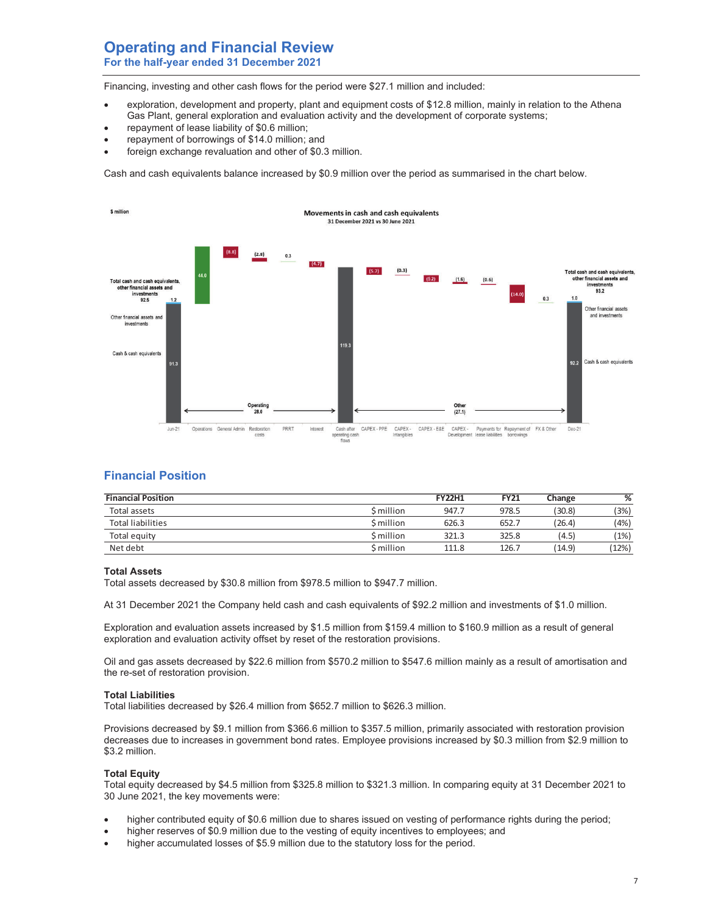Financing, investing and other cash flows for the period were $27.1 million and included:

- exploration, development and property, plant and equipment costs of $12.8 million, mainly in relation to the Athena Gas Plant, general exploration and evaluation activity and the development of corporate systems;
- repayment of lease liability of $0.6 million;
- repayment of borrowings of $14.0 million; and
- foreign exchange revaluation and other of $0.3 million.

Cash and cash equivalents balance increased by $0.9 million over the period as summarised in the chart below.

## Financial Position

| Financial Position | | FY22H1 | FY21 | Change | % |
|---|---|---|---|---|---|
| Total assets | $ million | 947.7 | 978.5 | (30.8) | (3%) |
| Total liabilities | $ million | 626.3 | 652.7 | (26.4) | (4%) |
| Total equity | $ million | 321.3 | 325.8 | (4.5) | (1%) |
| Net debt | $ million | 111.8 | 126.7 | (14.9) | (12%) |

### Total Assets

Total assets decreased by $30.8 million from $978.5 million to $947.7 million.

At 31 December 2021 the Company held cash and cash equivalents of $92.2 million and investments of $1.0 million.

Exploration and evaluation assets increased by $1.5 million from $159.4 million to $160.9 million as a result of general exploration and evaluation activity offset by reset of the restoration provisions.

Oil and gas assets decreased by $22.6 million from $570.2 million to $547.6 million mainly as a result of amortisation and the re-set of restoration provision.

### Total Liabilities

Total liabilities decreased by $26.4 million from $652.7 million to $626.3 million.

Provisions decreased by $9.1 million from $366.6 million to $357.5 million, primarily associated with restoration provision decreases due to increases in government bond rates. Employee provisions increased by $0.3 million from $2.9 million to $3.2 million.

### Total Equity

Total equity decreased by $4.5 million from $325.8 million to $321.3 million. In comparing equity at 31 December 2021 to 30 June 2021, the key movements were:

- higher contributed equity of $0.6 million due to shares issued on vesting of performance rights during the period;
- higher reserves of $0.9 million due to the vesting of equity incentives to employees; and
- higher accumulated losses of $5.9 million due to the statutory loss for the period.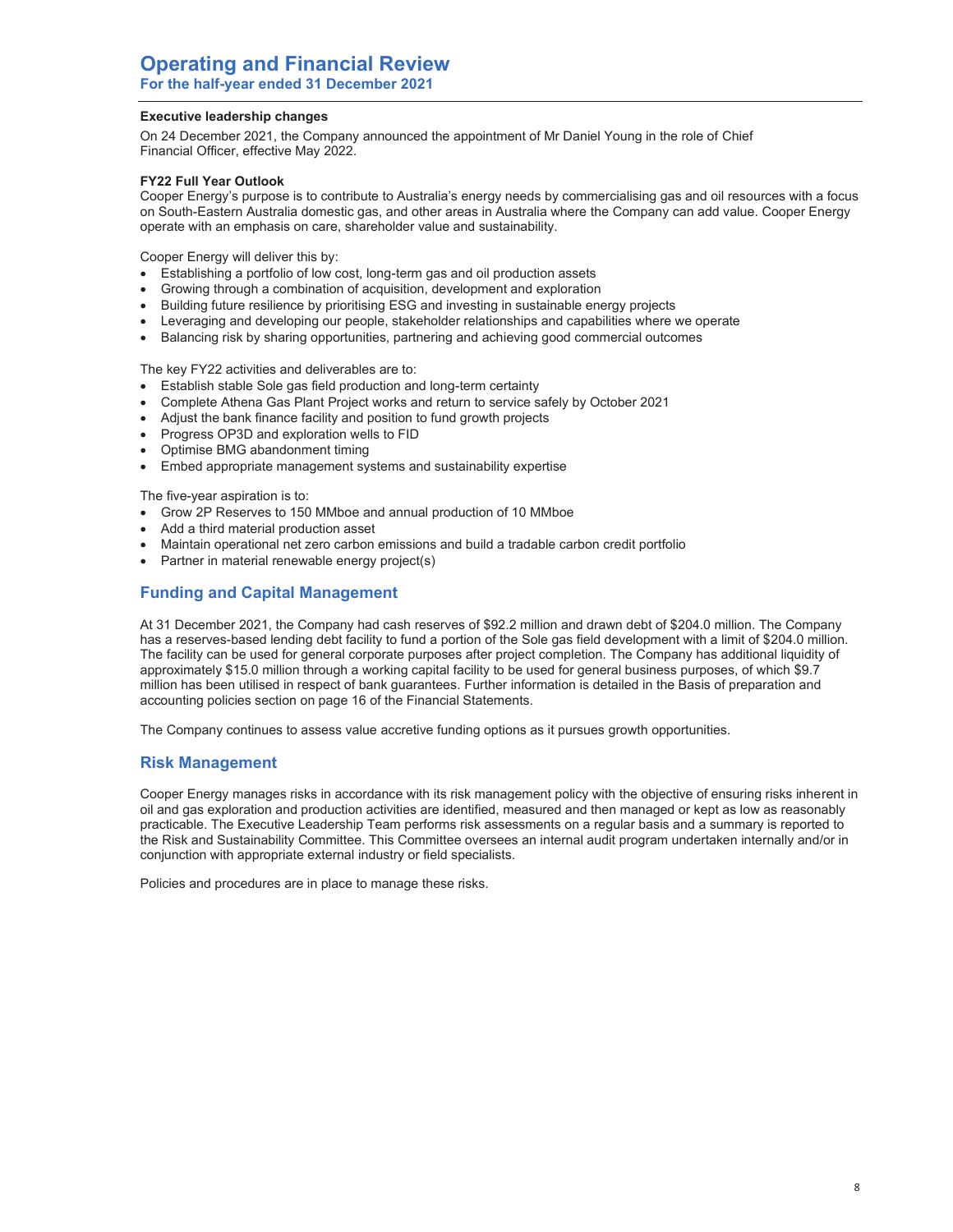### Executive leadership changes

On 24 December 2021, the Company announced the appointment of Mr Daniel Young in the role of Chief Financial Officer, effective May 2022.

### FY22 Full Year Outlook

Cooper Energy's purpose is to contribute to Australia's energy needs by commercialising gas and oil resources with a focus on South-Eastern Australia domestic gas, and other areas in Australia where the Company can add value. Cooper Energy operate with an emphasis on care, shareholder value and sustainability.

Cooper Energy will deliver this by:

- Establishing a portfolio of low cost, long-term gas and oil production assets
- Growing through a combination of acquisition, development and exploration
- Building future resilience by prioritising ESG and investing in sustainable energy projects
- Leveraging and developing our people, stakeholder relationships and capabilities where we operate
- Balancing risk by sharing opportunities, partnering and achieving good commercial outcomes

The key FY22 activities and deliverables are to:

- Establish stable Sole gas field production and long-term certainty
- Complete Athena Gas Plant Project works and return to service safely by October 2021
- Adjust the bank finance facility and position to fund growth projects
- Progress OP3D and exploration wells to FID
- Optimise BMG abandonment timing
- Embed appropriate management systems and sustainability expertise

The five-year aspiration is to:

- Grow 2P Reserves to 150 MMboe and annual production of 10 MMboe
- Add a third material production asset
- Maintain operational net zero carbon emissions and build a tradable carbon credit portfolio
- Partner in material renewable energy project(s)

## Funding and Capital Management

At 31 December 2021, the Company had cash reserves of $92.2 million and drawn debt of $204.0 million. The Company has a reserves-based lending debt facility to fund a portion of the Sole gas field development with a limit of $204.0 million. The facility can be used for general corporate purposes after project completion. The Company has additional liquidity of approximately $15.0 million through a working capital facility to be used for general business purposes, of which $9.7 million has been utilised in respect of bank guarantees. Further information is detailed in the Basis of preparation and accounting policies section on page 16 of the Financial Statements.

The Company continues to assess value accretive funding options as it pursues growth opportunities.

## Risk Management

Cooper Energy manages risks in accordance with its risk management policy with the objective of ensuring risks inherent in oil and gas exploration and production activities are identified, measured and then managed or kept as low as reasonably practicable. The Executive Leadership Team performs risk assessments on a regular basis and a summary is reported to the Risk and Sustainability Committee. This Committee oversees an internal audit program undertaken internally and/or in conjunction with appropriate external industry or field specialists.

Policies and procedures are in place to manage these risks.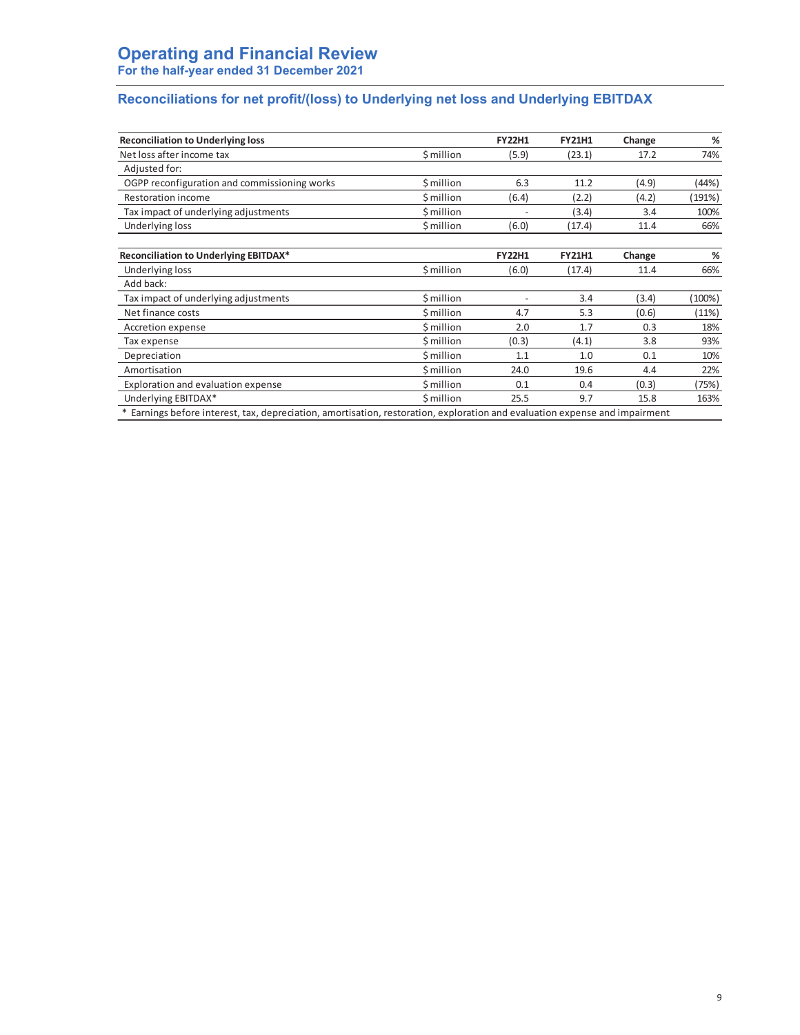# Operating and Financial Review

**For the half-year ended 31 December 2021**

## Reconciliations for net profit/(loss) to Underlying net loss and Underlying EBITDAX

| Reconciliation to Underlying loss | | FY22H1 | FY21H1 | Change | % |
|---|---|---|---|---|---|
| Net loss after income tax | $ million | (5.9) | (23.1) | 17.2 | 74% |
| Adjusted for: | | | | | |
| OGPP reconfiguration and commissioning works | $ million | 6.3 | 11.2 | (4.9) | (44%) |
| Restoration income | $ million | (6.4) | (2.2) | (4.2) | (191%) |
| Tax impact of underlying adjustments | $ million | - | (3.4) | 3.4 | 100% |
| Underlying loss | $ million | (6.0) | (17.4) | 11.4 | 66% |

| Reconciliation to Underlying EBITDAX* | | FY22H1 | FY21H1 | Change | % |
|---|---|---|---|---|---|
| Underlying loss | $ million | (6.0) | (17.4) | 11.4 | 66% |
| Add back: | | | | | |
| Tax impact of underlying adjustments | $ million | - | 3.4 | (3.4) | (100%) |
| Net finance costs | $ million | 4.7 | 5.3 | (0.6) | (11%) |
| Accretion expense | $ million | 2.0 | 1.7 | 0.3 | 18% |
| Tax expense | $ million | (0.3) | (4.1) | 3.8 | 93% |
| Depreciation | $ million | 1.1 | 1.0 | 0.1 | 10% |
| Amortisation | $ million | 24.0 | 19.6 | 4.4 | 22% |
| Exploration and evaluation expense | $ million | 0.1 | 0.4 | (0.3) | (75%) |
| Underlying EBITDAX* | $ million | 25.5 | 9.7 | 15.8 | 163% |

\* Earnings before interest, tax, depreciation, amortisation, restoration, exploration and evaluation expense and impairment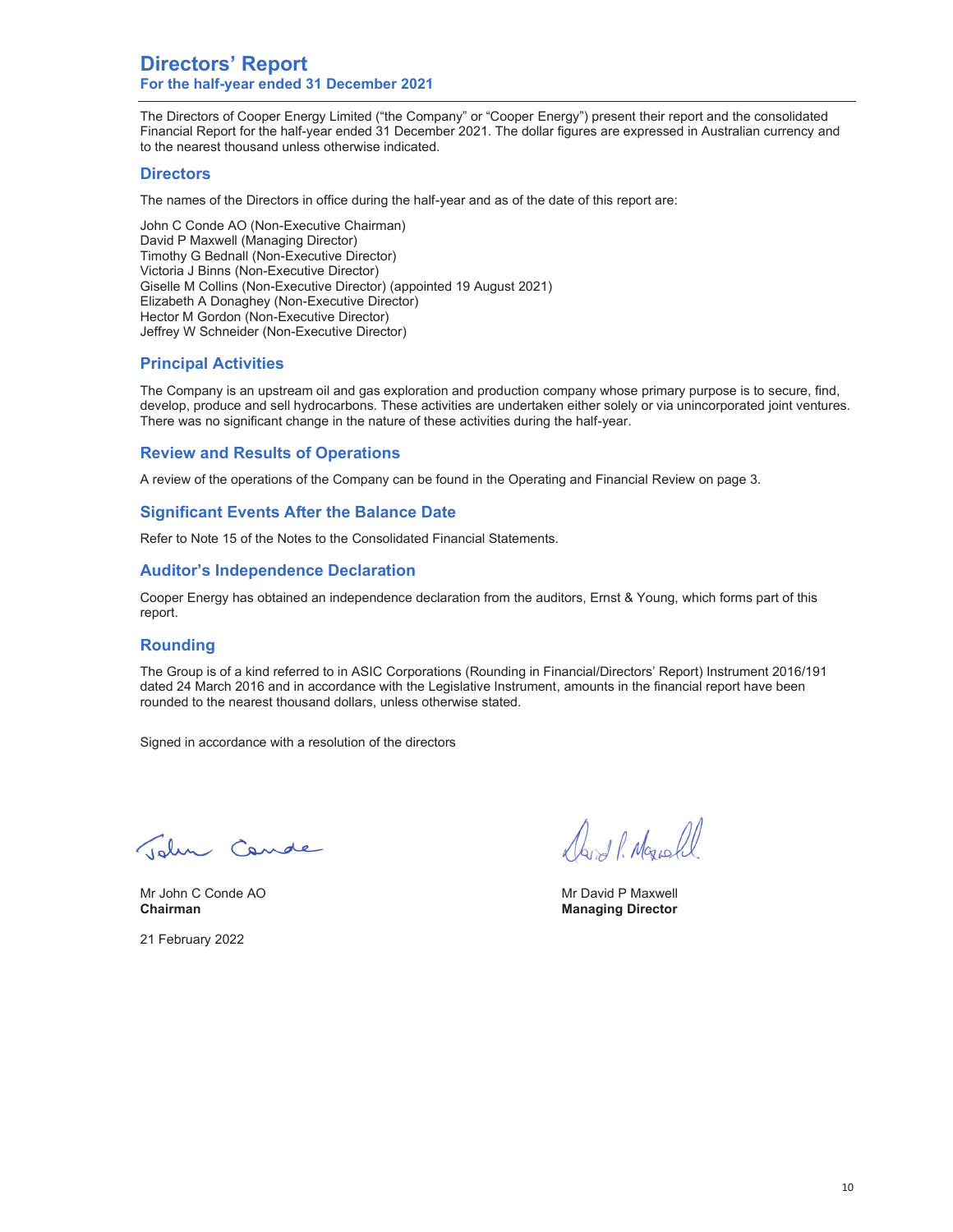# Directors' Report

## For the half-year ended 31 December 2021

The Directors of Cooper Energy Limited ("the Company" or "Cooper Energy") present their report and the consolidated Financial Report for the half-year ended 31 December 2021. The dollar figures are expressed in Australian currency and to the nearest thousand unless otherwise indicated.

### Directors

The names of the Directors in office during the half-year and as of the date of this report are:

John C Conde AO (Non-Executive Chairman)
David P Maxwell (Managing Director)
Timothy G Bednall (Non-Executive Director)
Victoria J Binns (Non-Executive Director)
Giselle M Collins (Non-Executive Director) (appointed 19 August 2021)
Elizabeth A Donaghey (Non-Executive Director)
Hector M Gordon (Non-Executive Director)
Jeffrey W Schneider (Non-Executive Director)

### Principal Activities

The Company is an upstream oil and gas exploration and production company whose primary purpose is to secure, find, develop, produce and sell hydrocarbons. These activities are undertaken either solely or via unincorporated joint ventures. There was no significant change in the nature of these activities during the half-year.

### Review and Results of Operations

A review of the operations of the Company can be found in the Operating and Financial Review on page 3.

### Significant Events After the Balance Date

Refer to Note 15 of the Notes to the Consolidated Financial Statements.

### Auditor's Independence Declaration

Cooper Energy has obtained an independence declaration from the auditors, Ernst & Young, which forms part of this report.

### Rounding

The Group is of a kind referred to in ASIC Corporations (Rounding in Financial/Directors' Report) Instrument 2016/191 dated 24 March 2016 and in accordance with the Legislative Instrument, amounts in the financial report have been rounded to the nearest thousand dollars, unless otherwise stated.

Signed in accordance with a resolution of the directors

Mr John C Conde AO
**Chairman**

Mr David P Maxwell
**Managing Director**

21 February 2022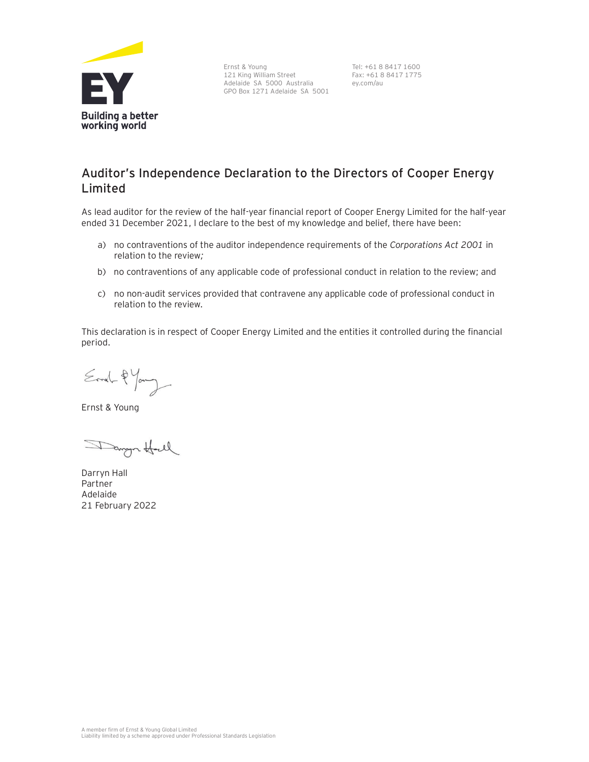Ernst & Young
121 King William Street
Adelaide SA 5000 Australia
GPO Box 1271 Adelaide SA 5001

Tel: +61 8 8417 1600
Fax: +61 8 8417 1775
ey.com/au

# Auditor's Independence Declaration to the Directors of Cooper Energy Limited

As lead auditor for the review of the half-year financial report of Cooper Energy Limited for the half-year ended 31 December 2021, I declare to the best of my knowledge and belief, there have been:

a) no contraventions of the auditor independence requirements of the *Corporations Act 2001* in relation to the review;

b) no contraventions of any applicable code of professional conduct in relation to the review; and

c) no non-audit services provided that contravene any applicable code of professional conduct in relation to the review.

This declaration is in respect of Cooper Energy Limited and the entities it controlled during the financial period.

Ernst & Young

Darryn Hall
Partner
Adelaide
21 February 2022

A member firm of Ernst & Young Global Limited
Liability limited by a scheme approved under Professional Standards Legislation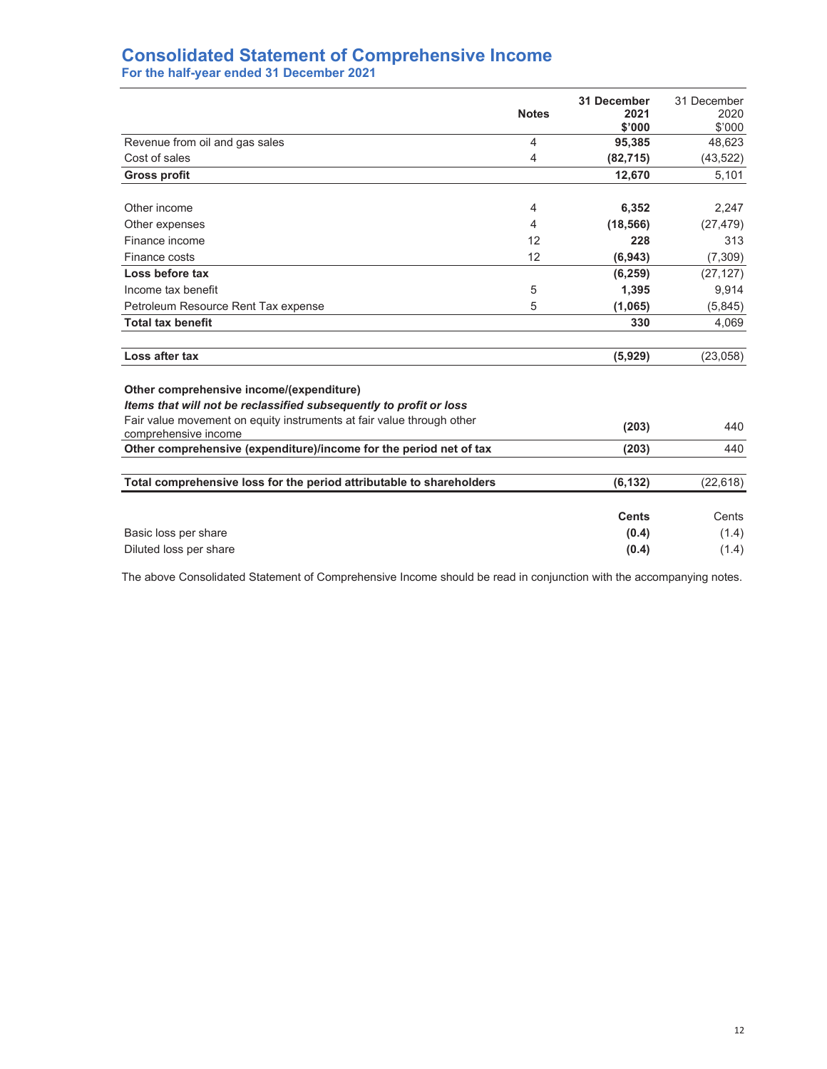# Consolidated Statement of Comprehensive Income

**For the half-year ended 31 December 2021**

| | Notes | 31 December 2021 $'000 | 31 December 2020 $'000 |
|---|---|---|---|
| Revenue from oil and gas sales | 4 | **95,385** | 48,623 |
| Cost of sales | 4 | **(82,715)** | (43,522) |
| **Gross profit** | | **12,670** | 5,101 |
| | | | |
| Other income | 4 | **6,352** | 2,247 |
| Other expenses | 4 | **(18,566)** | (27,479) |
| Finance income | 12 | **228** | 313 |
| Finance costs | 12 | **(6,943)** | (7,309) |
| **Loss before tax** | | **(6,259)** | (27,127) |
| Income tax benefit | 5 | **1,395** | 9,914 |
| Petroleum Resource Rent Tax expense | 5 | **(1,065)** | (5,845) |
| **Total tax benefit** | | **330** | 4,069 |
| | | | |
| **Loss after tax** | | **(5,929)** | (23,058) |
| | | | |
| **Other comprehensive income/(expenditure)** | | | |
| ***Items that will not be reclassified subsequently to profit or loss*** | | | |
| Fair value movement on equity instruments at fair value through other comprehensive income | | **(203)** | 440 |
| **Other comprehensive (expenditure)/income for the period net of tax** | | **(203)** | 440 |
| | | | |
| **Total comprehensive loss for the period attributable to shareholders** | | **(6,132)** | (22,618) |
| | | | |
| | | **Cents** | Cents |
| Basic loss per share | | **(0.4)** | (1.4) |
| Diluted loss per share | | **(0.4)** | (1.4) |

The above Consolidated Statement of Comprehensive Income should be read in conjunction with the accompanying notes.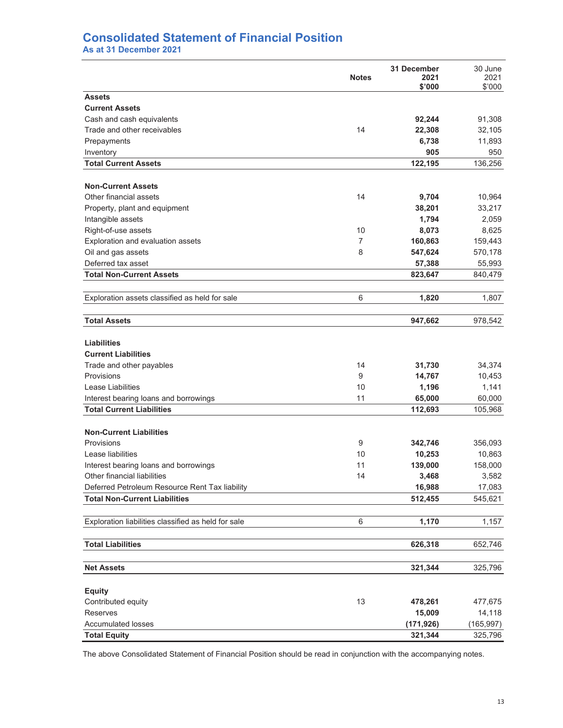# Consolidated Statement of Financial Position

## As at 31 December 2021

| | Notes | 31 December 2021 $'000 | 30 June 2021 $'000 |
|---|---|---|---|
| **Assets** | | | |
| **Current Assets** | | | |
| Cash and cash equivalents | | **92,244** | 91,308 |
| Trade and other receivables | 14 | **22,308** | 32,105 |
| Prepayments | | **6,738** | 11,893 |
| Inventory | | **905** | 950 |
| **Total Current Assets** | | **122,195** | 136,256 |
| | | | |
| **Non-Current Assets** | | | |
| Other financial assets | 14 | **9,704** | 10,964 |
| Property, plant and equipment | | **38,201** | 33,217 |
| Intangible assets | | **1,794** | 2,059 |
| Right-of-use assets | 10 | **8,073** | 8,625 |
| Exploration and evaluation assets | 7 | **160,863** | 159,443 |
| Oil and gas assets | 8 | **547,624** | 570,178 |
| Deferred tax asset | | **57,388** | 55,993 |
| **Total Non-Current Assets** | | **823,647** | 840,479 |
| | | | |
| Exploration assets classified as held for sale | 6 | **1,820** | 1,807 |
| | | | |
| **Total Assets** | | **947,662** | 978,542 |
| | | | |
| **Liabilities** | | | |
| **Current Liabilities** | | | |
| Trade and other payables | 14 | **31,730** | 34,374 |
| Provisions | 9 | **14,767** | 10,453 |
| Lease Liabilities | 10 | **1,196** | 1,141 |
| Interest bearing loans and borrowings | 11 | **65,000** | 60,000 |
| **Total Current Liabilities** | | **112,693** | 105,968 |
| | | | |
| **Non-Current Liabilities** | | | |
| Provisions | 9 | **342,746** | 356,093 |
| Lease liabilities | 10 | **10,253** | 10,863 |
| Interest bearing loans and borrowings | 11 | **139,000** | 158,000 |
| Other financial liabilities | 14 | **3,468** | 3,582 |
| Deferred Petroleum Resource Rent Tax liability | | **16,988** | 17,083 |
| **Total Non-Current Liabilities** | | **512,455** | 545,621 |
| | | | |
| Exploration liabilities classified as held for sale | 6 | **1,170** | 1,157 |
| | | | |
| **Total Liabilities** | | **626,318** | 652,746 |
| | | | |
| **Net Assets** | | **321,344** | 325,796 |
| | | | |
| **Equity** | | | |
| Contributed equity | 13 | **478,261** | 477,675 |
| Reserves | | **15,009** | 14,118 |
| Accumulated losses | | **(171,926)** | (165,997) |
| **Total Equity** | | **321,344** | 325,796 |

The above Consolidated Statement of Financial Position should be read in conjunction with the accompanying notes.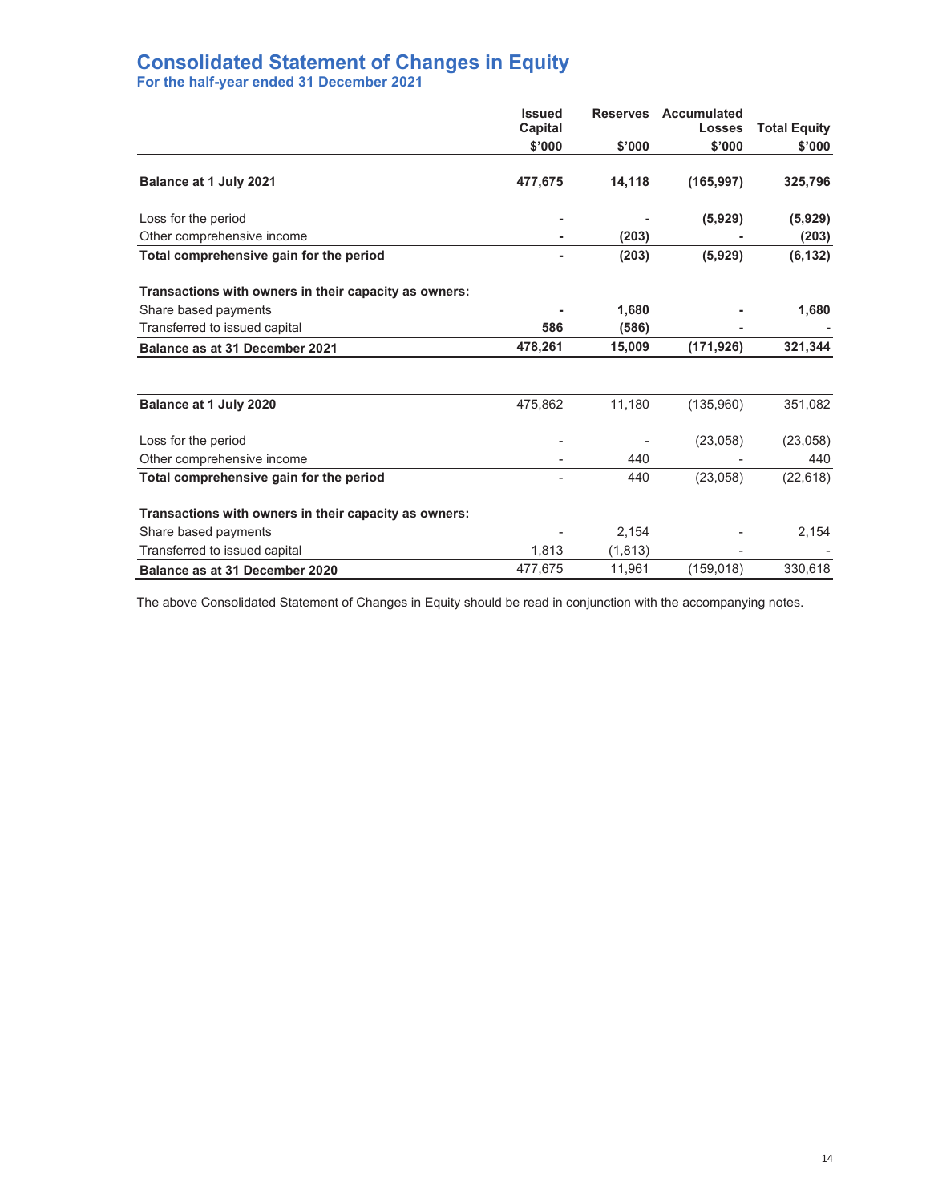# Consolidated Statement of Changes in Equity

**For the half-year ended 31 December 2021**

| | Issued Capital<br>$'000 | Reserves<br>$'000 | Accumulated Losses<br>$'000 | Total Equity<br>$'000 |
|---|---|---|---|---|
| **Balance at 1 July 2021** | **477,675** | **14,118** | **(165,997)** | **325,796** |
| Loss for the period | **-** | **-** | **(5,929)** | **(5,929)** |
| Other comprehensive income | **-** | **(203)** | **-** | **(203)** |
| **Total comprehensive gain for the period** | **-** | **(203)** | **(5,929)** | **(6,132)** |
| **Transactions with owners in their capacity as owners:** | | | | |
| Share based payments | **-** | **1,680** | **-** | **1,680** |
| Transferred to issued capital | **586** | **(586)** | **-** | **-** |
| **Balance as at 31 December 2021** | **478,261** | **15,009** | **(171,926)** | **321,344** |

| | Issued Capital<br>$'000 | Reserves<br>$'000 | Accumulated Losses<br>$'000 | Total Equity<br>$'000 |
|---|---|---|---|---|
| **Balance at 1 July 2020** | 475,862 | 11,180 | (135,960) | 351,082 |
| Loss for the period | - | - | (23,058) | (23,058) |
| Other comprehensive income | - | 440 | - | 440 |
| **Total comprehensive gain for the period** | - | 440 | (23,058) | (22,618) |
| **Transactions with owners in their capacity as owners:** | | | | |
| Share based payments | - | 2,154 | - | 2,154 |
| Transferred to issued capital | 1,813 | (1,813) | - | - |
| **Balance as at 31 December 2020** | 477,675 | 11,961 | (159,018) | 330,618 |

The above Consolidated Statement of Changes in Equity should be read in conjunction with the accompanying notes.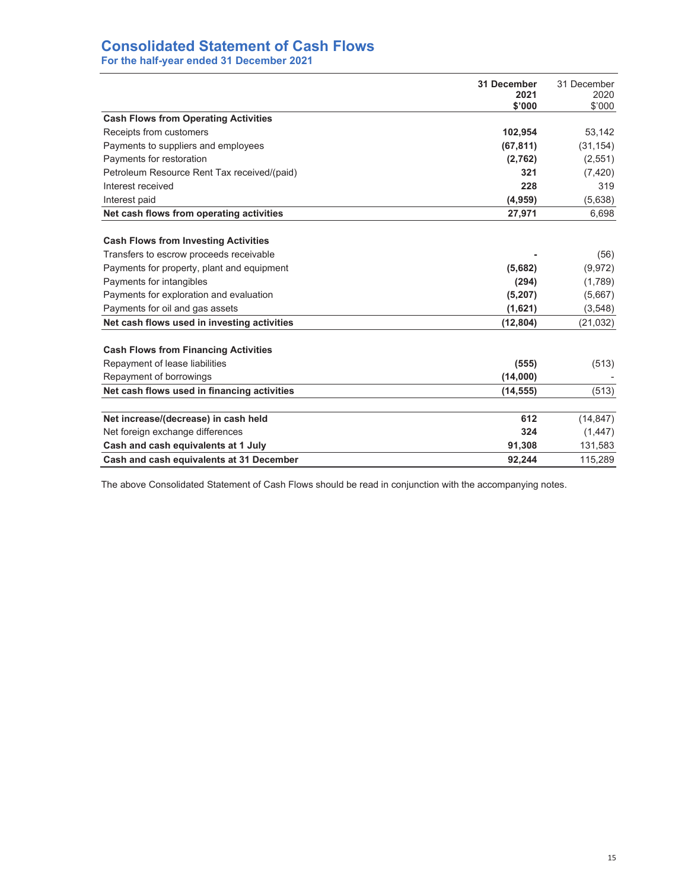# Consolidated Statement of Cash Flows

## For the half-year ended 31 December 2021

| | 31 December 2021 $'000 | 31 December 2020 $'000 |
|---|---|---|
| **Cash Flows from Operating Activities** | | |
| Receipts from customers | **102,954** | 53,142 |
| Payments to suppliers and employees | **(67,811)** | (31,154) |
| Payments for restoration | **(2,762)** | (2,551) |
| Petroleum Resource Rent Tax received/(paid) | **321** | (7,420) |
| Interest received | **228** | 319 |
| Interest paid | **(4,959)** | (5,638) |
| **Net cash flows from operating activities** | **27,971** | 6,698 |
| | | |
| **Cash Flows from Investing Activities** | | |
| Transfers to escrow proceeds receivable | **-** | (56) |
| Payments for property, plant and equipment | **(5,682)** | (9,972) |
| Payments for intangibles | **(294)** | (1,789) |
| Payments for exploration and evaluation | **(5,207)** | (5,667) |
| Payments for oil and gas assets | **(1,621)** | (3,548) |
| **Net cash flows used in investing activities** | **(12,804)** | (21,032) |
| | | |
| **Cash Flows from Financing Activities** | | |
| Repayment of lease liabilities | **(555)** | (513) |
| Repayment of borrowings | **(14,000)** | - |
| **Net cash flows used in financing activities** | **(14,555)** | (513) |
| | | |
| **Net increase/(decrease) in cash held** | **612** | (14,847) |
| Net foreign exchange differences | **324** | (1,447) |
| **Cash and cash equivalents at 1 July** | **91,308** | 131,583 |
| **Cash and cash equivalents at 31 December** | **92,244** | 115,289 |

The above Consolidated Statement of Cash Flows should be read in conjunction with the accompanying notes.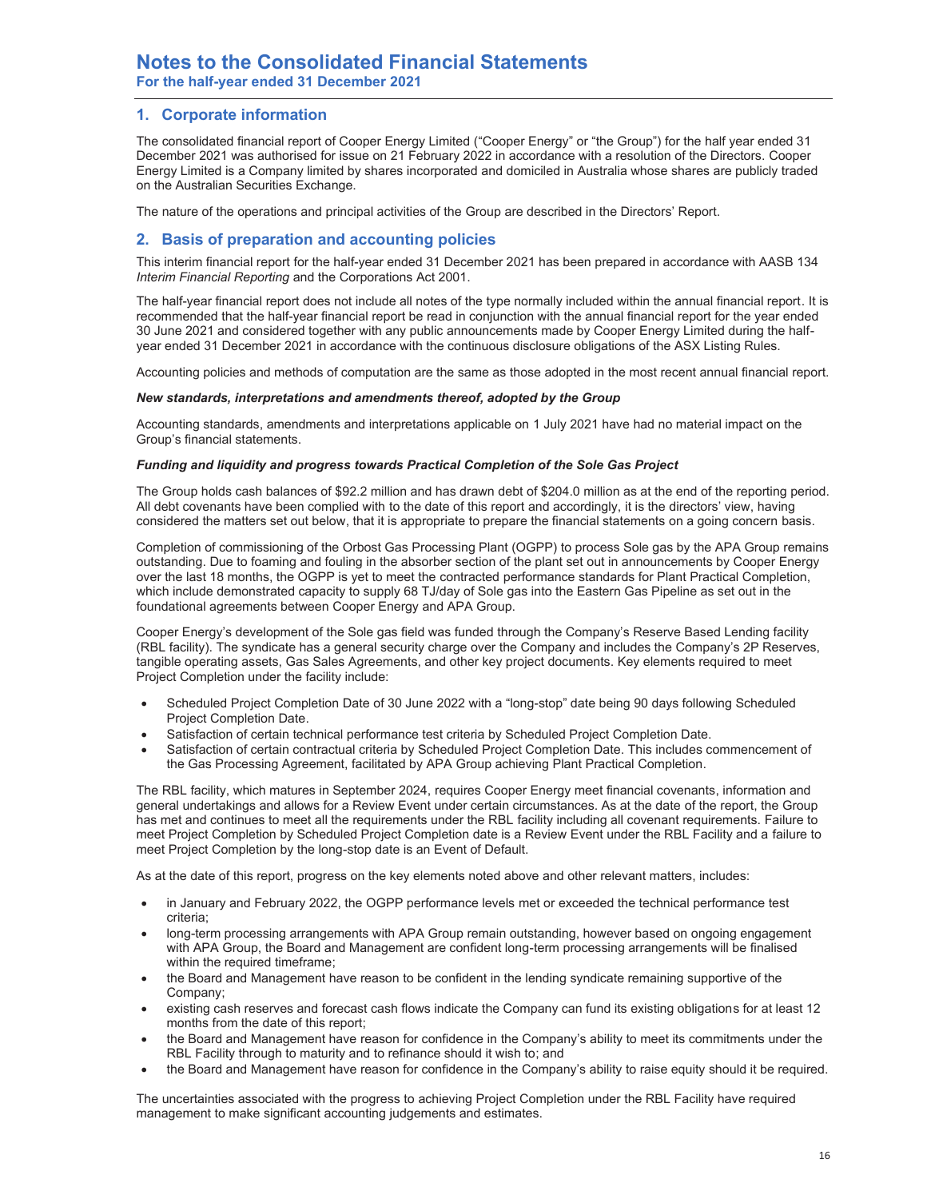# Notes to the Consolidated Financial Statements

**For the half-year ended 31 December 2021**

## 1. Corporate information

The consolidated financial report of Cooper Energy Limited ("Cooper Energy" or "the Group") for the half year ended 31 December 2021 was authorised for issue on 21 February 2022 in accordance with a resolution of the Directors. Cooper Energy Limited is a Company limited by shares incorporated and domiciled in Australia whose shares are publicly traded on the Australian Securities Exchange.

The nature of the operations and principal activities of the Group are described in the Directors' Report.

## 2. Basis of preparation and accounting policies

This interim financial report for the half-year ended 31 December 2021 has been prepared in accordance with AASB 134 *Interim Financial Reporting* and the Corporations Act 2001.

The half-year financial report does not include all notes of the type normally included within the annual financial report. It is recommended that the half-year financial report be read in conjunction with the annual financial report for the year ended 30 June 2021 and considered together with any public announcements made by Cooper Energy Limited during the half-year ended 31 December 2021 in accordance with the continuous disclosure obligations of the ASX Listing Rules.

Accounting policies and methods of computation are the same as those adopted in the most recent annual financial report.

***New standards, interpretations and amendments thereof, adopted by the Group***

Accounting standards, amendments and interpretations applicable on 1 July 2021 have had no material impact on the Group's financial statements.

***Funding and liquidity and progress towards Practical Completion of the Sole Gas Project***

The Group holds cash balances of $92.2 million and has drawn debt of $204.0 million as at the end of the reporting period. All debt covenants have been complied with to the date of this report and accordingly, it is the directors' view, having considered the matters set out below, that it is appropriate to prepare the financial statements on a going concern basis.

Completion of commissioning of the Orbost Gas Processing Plant (OGPP) to process Sole gas by the APA Group remains outstanding. Due to foaming and fouling in the absorber section of the plant set out in announcements by Cooper Energy over the last 18 months, the OGPP is yet to meet the contracted performance standards for Plant Practical Completion, which include demonstrated capacity to supply 68 TJ/day of Sole gas into the Eastern Gas Pipeline as set out in the foundational agreements between Cooper Energy and APA Group.

Cooper Energy's development of the Sole gas field was funded through the Company's Reserve Based Lending facility (RBL facility). The syndicate has a general security charge over the Company and includes the Company's 2P Reserves, tangible operating assets, Gas Sales Agreements, and other key project documents. Key elements required to meet Project Completion under the facility include:

- Scheduled Project Completion Date of 30 June 2022 with a "long-stop" date being 90 days following Scheduled Project Completion Date.
- Satisfaction of certain technical performance test criteria by Scheduled Project Completion Date.
- Satisfaction of certain contractual criteria by Scheduled Project Completion Date. This includes commencement of the Gas Processing Agreement, facilitated by APA Group achieving Plant Practical Completion.

The RBL facility, which matures in September 2024, requires Cooper Energy meet financial covenants, information and general undertakings and allows for a Review Event under certain circumstances. As at the date of the report, the Group has met and continues to meet all the requirements under the RBL facility including all covenant requirements. Failure to meet Project Completion by Scheduled Project Completion date is a Review Event under the RBL Facility and a failure to meet Project Completion by the long-stop date is an Event of Default.

As at the date of this report, progress on the key elements noted above and other relevant matters, includes:

- in January and February 2022, the OGPP performance levels met or exceeded the technical performance test criteria;
- long-term processing arrangements with APA Group remain outstanding, however based on ongoing engagement with APA Group, the Board and Management are confident long-term processing arrangements will be finalised within the required timeframe;
- the Board and Management have reason to be confident in the lending syndicate remaining supportive of the Company;
- existing cash reserves and forecast cash flows indicate the Company can fund its existing obligations for at least 12 months from the date of this report;
- the Board and Management have reason for confidence in the Company's ability to meet its commitments under the RBL Facility through to maturity and to refinance should it wish to; and
- the Board and Management have reason for confidence in the Company's ability to raise equity should it be required.

The uncertainties associated with the progress to achieving Project Completion under the RBL Facility have required management to make significant accounting judgements and estimates.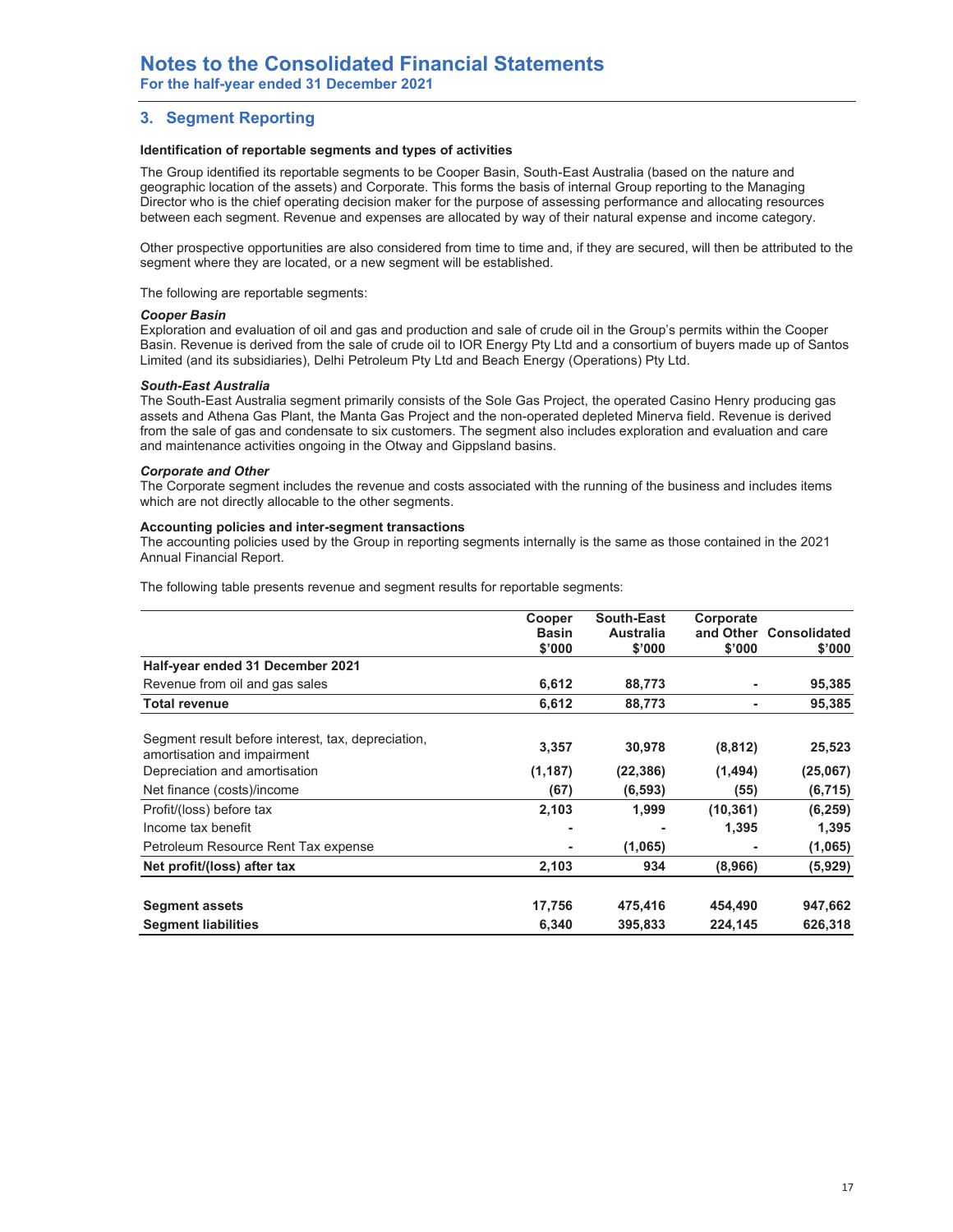# Notes to the Consolidated Financial Statements

**For the half-year ended 31 December 2021**

## 3. Segment Reporting

**Identification of reportable segments and types of activities**

The Group identified its reportable segments to be Cooper Basin, South-East Australia (based on the nature and geographic location of the assets) and Corporate. This forms the basis of internal Group reporting to the Managing Director who is the chief operating decision maker for the purpose of assessing performance and allocating resources between each segment. Revenue and expenses are allocated by way of their natural expense and income category.

Other prospective opportunities are also considered from time to time and, if they are secured, will then be attributed to the segment where they are located, or a new segment will be established.

The following are reportable segments:

***Cooper Basin***
Exploration and evaluation of oil and gas and production and sale of crude oil in the Group's permits within the Cooper Basin. Revenue is derived from the sale of crude oil to IOR Energy Pty Ltd and a consortium of buyers made up of Santos Limited (and its subsidiaries), Delhi Petroleum Pty Ltd and Beach Energy (Operations) Pty Ltd.

***South-East Australia***
The South-East Australia segment primarily consists of the Sole Gas Project, the operated Casino Henry producing gas assets and Athena Gas Plant, the Manta Gas Project and the non-operated depleted Minerva field. Revenue is derived from the sale of gas and condensate to six customers. The segment also includes exploration and evaluation and care and maintenance activities ongoing in the Otway and Gippsland basins.

***Corporate and Other***
The Corporate segment includes the revenue and costs associated with the running of the business and includes items which are not directly allocable to the other segments.

**Accounting policies and inter-segment transactions**
The accounting policies used by the Group in reporting segments internally is the same as those contained in the 2021 Annual Financial Report.

The following table presents revenue and segment results for reportable segments:

| | Cooper Basin $'000 | South-East Australia $'000 | Corporate and Other $'000 | Consolidated $'000 |
|---|---|---|---|---|
| **Half-year ended 31 December 2021** | | | | |
| Revenue from oil and gas sales | **6,612** | **88,773** | **-** | **95,385** |
| **Total revenue** | **6,612** | **88,773** | **-** | **95,385** |
| Segment result before interest, tax, depreciation, amortisation and impairment | **3,357** | **30,978** | **(8,812)** | **25,523** |
| Depreciation and amortisation | **(1,187)** | **(22,386)** | **(1,494)** | **(25,067)** |
| Net finance (costs)/income | **(67)** | **(6,593)** | **(55)** | **(6,715)** |
| Profit/(loss) before tax | **2,103** | **1,999** | **(10,361)** | **(6,259)** |
| Income tax benefit | **-** | **-** | **1,395** | **1,395** |
| Petroleum Resource Rent Tax expense | **-** | **(1,065)** | **-** | **(1,065)** |
| **Net profit/(loss) after tax** | **2,103** | **934** | **(8,966)** | **(5,929)** |
| **Segment assets** | **17,756** | **475,416** | **454,490** | **947,662** |
| **Segment liabilities** | **6,340** | **395,833** | **224,145** | **626,318** |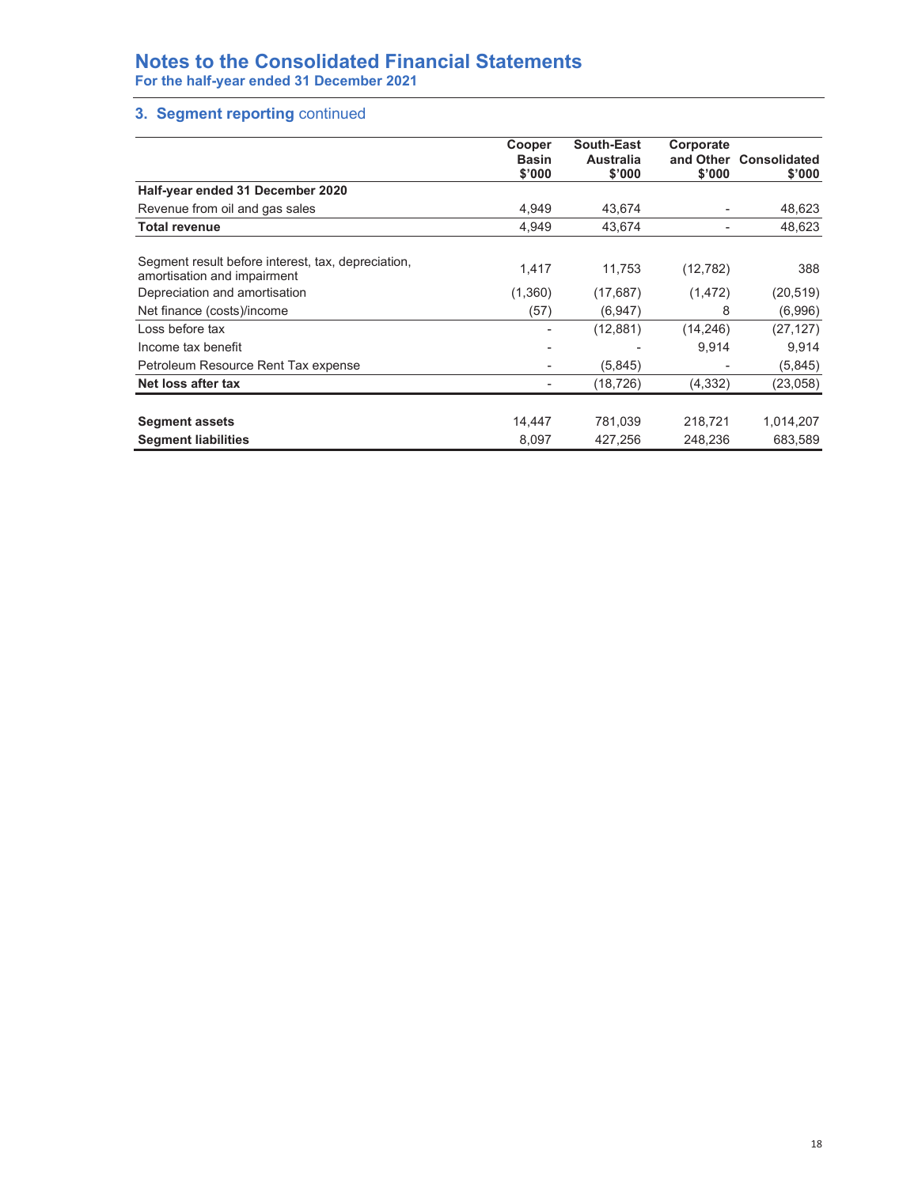# Notes to the Consolidated Financial Statements

**For the half-year ended 31 December 2021**

## 3. Segment reporting continued

| | Cooper Basin $'000 | South-East Australia $'000 | Corporate and Other $'000 | Consolidated $'000 |
|---|---|---|---|---|
| **Half-year ended 31 December 2020** | | | | |
| Revenue from oil and gas sales | 4,949 | 43,674 | - | 48,623 |
| **Total revenue** | 4,949 | 43,674 | - | 48,623 |
| | | | | |
| Segment result before interest, tax, depreciation, amortisation and impairment | 1,417 | 11,753 | (12,782) | 388 |
| Depreciation and amortisation | (1,360) | (17,687) | (1,472) | (20,519) |
| Net finance (costs)/income | (57) | (6,947) | 8 | (6,996) |
| Loss before tax | - | (12,881) | (14,246) | (27,127) |
| Income tax benefit | - | - | 9,914 | 9,914 |
| Petroleum Resource Rent Tax expense | - | (5,845) | - | (5,845) |
| **Net loss after tax** | - | (18,726) | (4,332) | (23,058) |
| | | | | |
| **Segment assets** | 14,447 | 781,039 | 218,721 | 1,014,207 |
| **Segment liabilities** | 8,097 | 427,256 | 248,236 | 683,589 |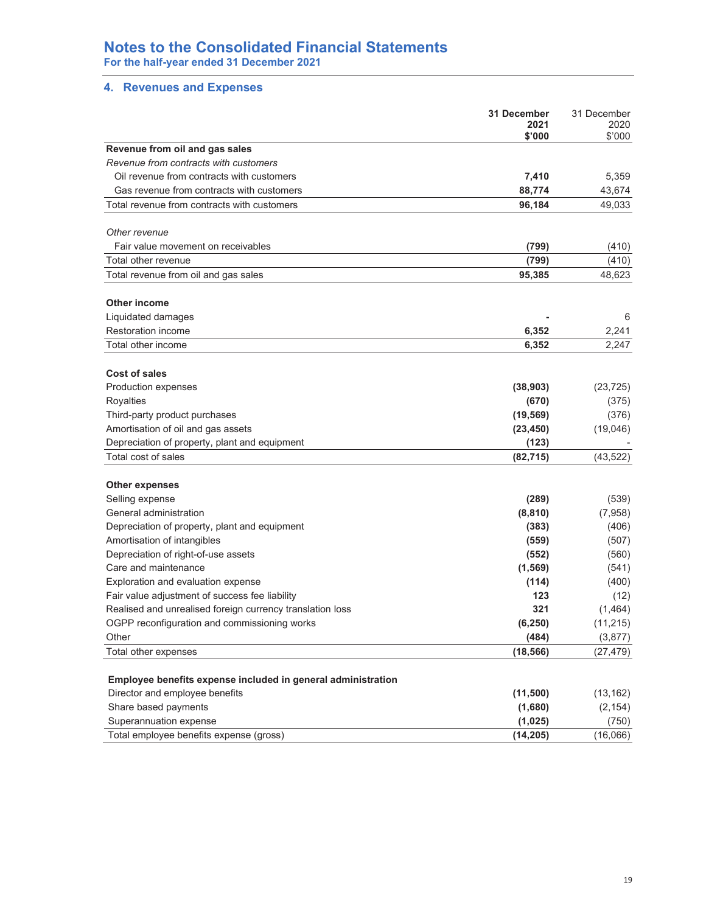# Notes to the Consolidated Financial Statements

**For the half-year ended 31 December 2021**

## 4. Revenues and Expenses

| | **31 December 2021 $'000** | 31 December 2020 $'000 |
|---|---|---|
| **Revenue from oil and gas sales** | | |
| *Revenue from contracts with customers* | | |
| Oil revenue from contracts with customers | **7,410** | 5,359 |
| Gas revenue from contracts with customers | **88,774** | 43,674 |
| Total revenue from contracts with customers | **96,184** | 49,033 |
| | | |
| *Other revenue* | | |
| Fair value movement on receivables | **(799)** | (410) |
| Total other revenue | **(799)** | (410) |
| Total revenue from oil and gas sales | **95,385** | 48,623 |
| | | |
| **Other income** | | |
| Liquidated damages | **-** | 6 |
| Restoration income | **6,352** | 2,241 |
| Total other income | **6,352** | 2,247 |
| | | |
| **Cost of sales** | | |
| Production expenses | **(38,903)** | (23,725) |
| Royalties | **(670)** | (375) |
| Third-party product purchases | **(19,569)** | (376) |
| Amortisation of oil and gas assets | **(23,450)** | (19,046) |
| Depreciation of property, plant and equipment | **(123)** | - |
| Total cost of sales | **(82,715)** | (43,522) |
| | | |
| **Other expenses** | | |
| Selling expense | **(289)** | (539) |
| General administration | **(8,810)** | (7,958) |
| Depreciation of property, plant and equipment | **(383)** | (406) |
| Amortisation of intangibles | **(559)** | (507) |
| Depreciation of right-of-use assets | **(552)** | (560) |
| Care and maintenance | **(1,569)** | (541) |
| Exploration and evaluation expense | **(114)** | (400) |
| Fair value adjustment of success fee liability | **123** | (12) |
| Realised and unrealised foreign currency translation loss | **321** | (1,464) |
| OGPP reconfiguration and commissioning works | **(6,250)** | (11,215) |
| Other | **(484)** | (3,877) |
| Total other expenses | **(18,566)** | (27,479) |
| | | |
| **Employee benefits expense included in general administration** | | |
| Director and employee benefits | **(11,500)** | (13,162) |
| Share based payments | **(1,680)** | (2,154) |
| Superannuation expense | **(1,025)** | (750) |
| Total employee benefits expense (gross) | **(14,205)** | (16,066) |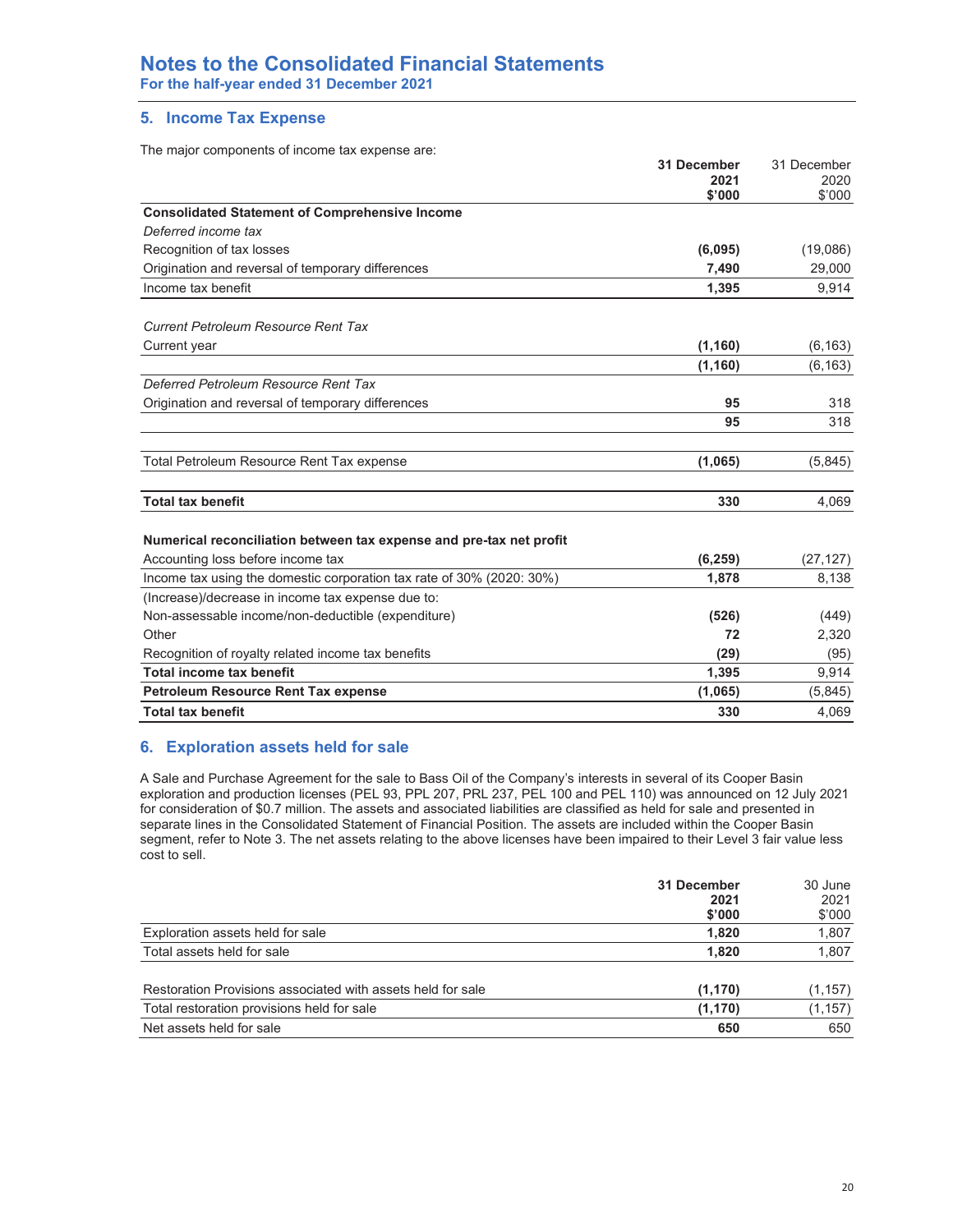# Notes to the Consolidated Financial Statements

**For the half-year ended 31 December 2021**

## 5. Income Tax Expense

The major components of income tax expense are:

| | **31 December 2021 $'000** | 31 December 2020 $'000 |
|---|---|---|
| **Consolidated Statement of Comprehensive Income** | | |
| *Deferred income tax* | | |
| Recognition of tax losses | **(6,095)** | (19,086) |
| Origination and reversal of temporary differences | **7,490** | 29,000 |
| Income tax benefit | **1,395** | 9,914 |
| | | |
| *Current Petroleum Resource Rent Tax* | | |
| Current year | **(1,160)** | (6,163) |
| | **(1,160)** | (6,163) |
| *Deferred Petroleum Resource Rent Tax* | | |
| Origination and reversal of temporary differences | **95** | 318 |
| | **95** | 318 |
| | | |
| Total Petroleum Resource Rent Tax expense | **(1,065)** | (5,845) |
| | | |
| **Total tax benefit** | **330** | 4,069 |
| | | |
| **Numerical reconciliation between tax expense and pre-tax net profit** | | |
| Accounting loss before income tax | **(6,259)** | (27,127) |
| Income tax using the domestic corporation tax rate of 30% (2020: 30%) | **1,878** | 8,138 |
| (Increase)/decrease in income tax expense due to: | | |
| Non-assessable income/non-deductible (expenditure) | **(526)** | (449) |
| Other | **72** | 2,320 |
| Recognition of royalty related income tax benefits | **(29)** | (95) |
| **Total income tax benefit** | **1,395** | 9,914 |
| **Petroleum Resource Rent Tax expense** | **(1,065)** | (5,845) |
| **Total tax benefit** | **330** | 4,069 |

## 6. Exploration assets held for sale

A Sale and Purchase Agreement for the sale to Bass Oil of the Company's interests in several of its Cooper Basin exploration and production licenses (PEL 93, PPL 207, PRL 237, PEL 100 and PEL 110) was announced on 12 July 2021 for consideration of $0.7 million. The assets and associated liabilities are classified as held for sale and presented in separate lines in the Consolidated Statement of Financial Position. The assets are included within the Cooper Basin segment, refer to Note 3. The net assets relating to the above licenses have been impaired to their Level 3 fair value less cost to sell.

| | **31 December 2021 $'000** | 30 June 2021 $'000 |
|---|---|---|
| Exploration assets held for sale | **1,820** | 1,807 |
| Total assets held for sale | **1,820** | 1,807 |
| | | |
| Restoration Provisions associated with assets held for sale | **(1,170)** | (1,157) |
| Total restoration provisions held for sale | **(1,170)** | (1,157) |
| Net assets held for sale | **650** | 650 |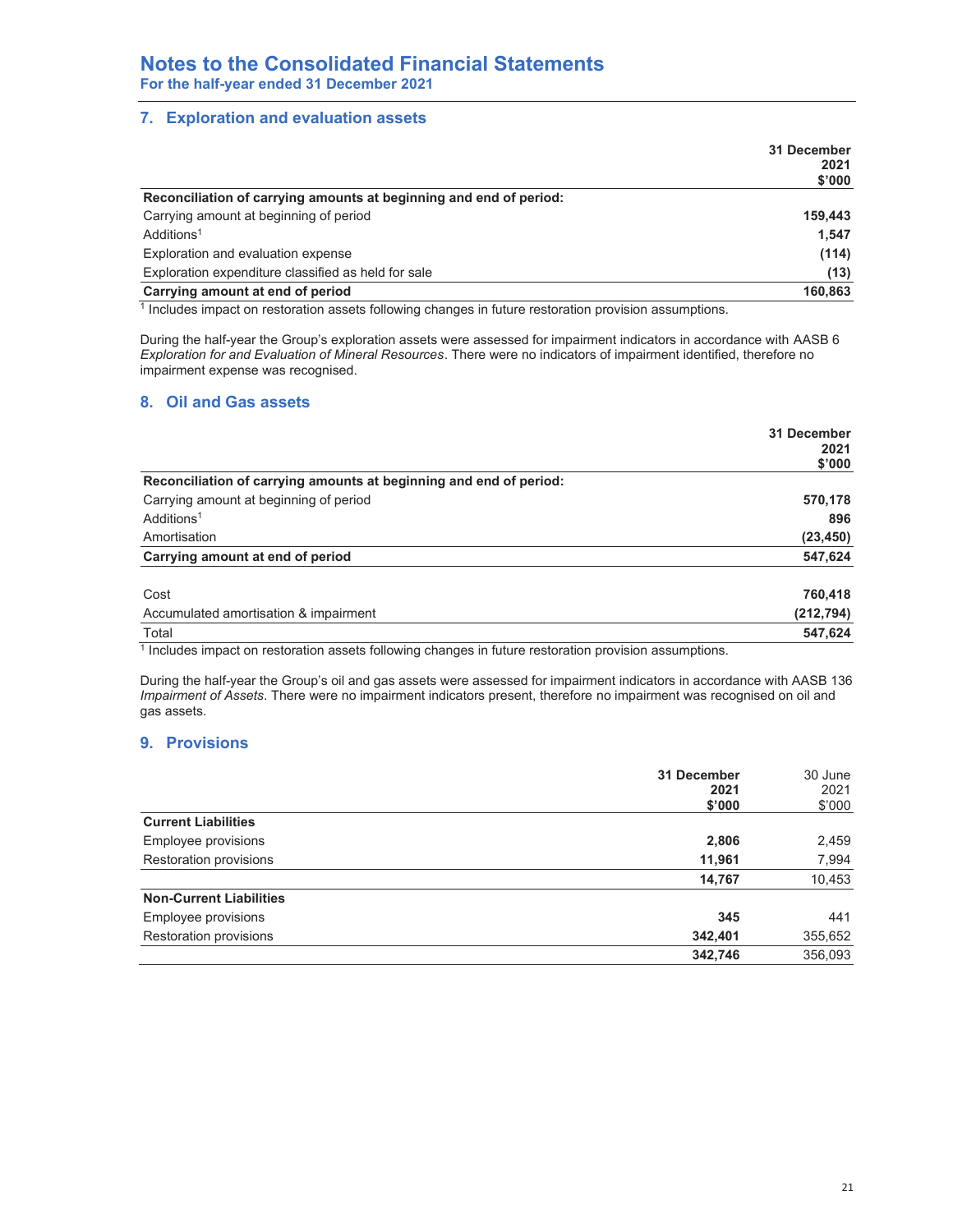# Notes to the Consolidated Financial Statements

**For the half-year ended 31 December 2021**

## 7. Exploration and evaluation assets

| | 31 December 2021 $'000 |
|---|---|
| **Reconciliation of carrying amounts at beginning and end of period:** | |
| Carrying amount at beginning of period | **159,443** |
| Additions[1] | **1,547** |
| Exploration and evaluation expense | **(114)** |
| Exploration expenditure classified as held for sale | **(13)** |
| **Carrying amount at end of period** | **160,863** |

[1] Includes impact on restoration assets following changes in future restoration provision assumptions.

During the half-year the Group's exploration assets were assessed for impairment indicators in accordance with AASB 6 *Exploration for and Evaluation of Mineral Resources*. There were no indicators of impairment identified, therefore no impairment expense was recognised.

## 8. Oil and Gas assets

| | 31 December 2021 $'000 |
|---|---|
| **Reconciliation of carrying amounts at beginning and end of period:** | |
| Carrying amount at beginning of period | **570,178** |
| Additions[1] | **896** |
| Amortisation | **(23,450)** |
| **Carrying amount at end of period** | **547,624** |
| | |
| Cost | **760,418** |
| Accumulated amortisation & impairment | **(212,794)** |
| Total | **547,624** |

[1] Includes impact on restoration assets following changes in future restoration provision assumptions.

During the half-year the Group's oil and gas assets were assessed for impairment indicators in accordance with AASB 136 *Impairment of Assets*. There were no impairment indicators present, therefore no impairment was recognised on oil and gas assets.

## 9. Provisions

| | 31 December 2021 $'000 | 30 June 2021 $'000 |
|---|---|---|
| **Current Liabilities** | | |
| Employee provisions | **2,806** | 2,459 |
| Restoration provisions | **11,961** | 7,994 |
| | **14,767** | 10,453 |
| **Non-Current Liabilities** | | |
| Employee provisions | **345** | 441 |
| Restoration provisions | **342,401** | 355,652 |
| | **342,746** | 356,093 |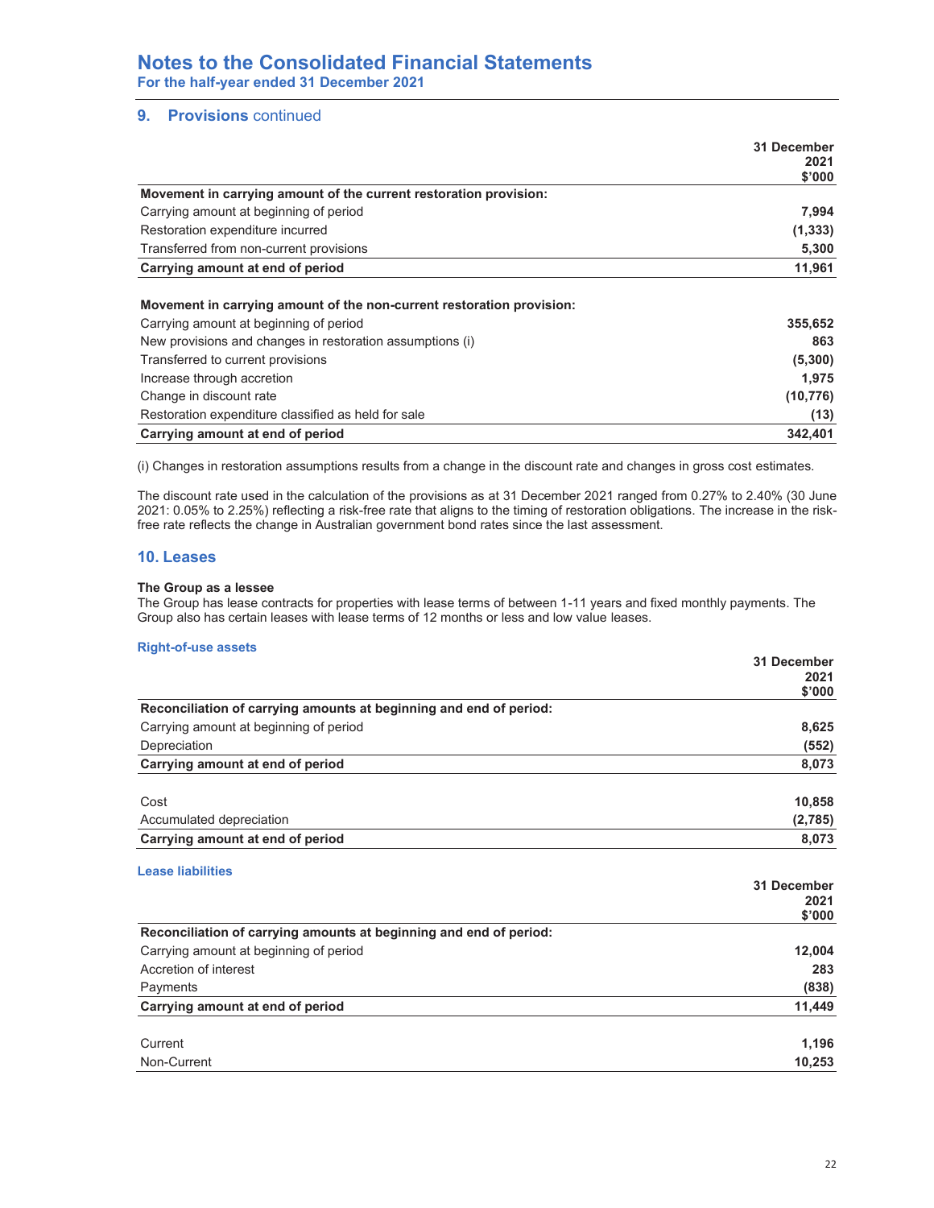## 9. Provisions continued

| | 31 December 2021 $'000 |
|---|---|
| **Movement in carrying amount of the current restoration provision:** | |
| Carrying amount at beginning of period | **7,994** |
| Restoration expenditure incurred | **(1,333)** |
| Transferred from non-current provisions | **5,300** |
| **Carrying amount at end of period** | **11,961** |

| | 31 December 2021 $'000 |
|---|---|
| **Movement in carrying amount of the non-current restoration provision:** | |
| Carrying amount at beginning of period | **355,652** |
| New provisions and changes in restoration assumptions (i) | **863** |
| Transferred to current provisions | **(5,300)** |
| Increase through accretion | **1,975** |
| Change in discount rate | **(10,776)** |
| Restoration expenditure classified as held for sale | **(13)** |
| **Carrying amount at end of period** | **342,401** |

(i) Changes in restoration assumptions results from a change in the discount rate and changes in gross cost estimates.

The discount rate used in the calculation of the provisions as at 31 December 2021 ranged from 0.27% to 2.40% (30 June 2021: 0.05% to 2.25%) reflecting a risk-free rate that aligns to the timing of restoration obligations. The increase in the risk-free rate reflects the change in Australian government bond rates since the last assessment.

## 10. Leases

**The Group as a lessee**

The Group has lease contracts for properties with lease terms of between 1-11 years and fixed monthly payments. The Group also has certain leases with lease terms of 12 months or less and low value leases.

### Right-of-use assets

| | 31 December 2021 $'000 |
|---|---|
| **Reconciliation of carrying amounts at beginning and end of period:** | |
| Carrying amount at beginning of period | **8,625** |
| Depreciation | **(552)** |
| **Carrying amount at end of period** | **8,073** |
| | |
| Cost | **10,858** |
| Accumulated depreciation | **(2,785)** |
| **Carrying amount at end of period** | **8,073** |

### Lease liabilities

| | 31 December 2021 $'000 |
|---|---|
| **Reconciliation of carrying amounts at beginning and end of period:** | |
| Carrying amount at beginning of period | **12,004** |
| Accretion of interest | **283** |
| Payments | **(838)** |
| **Carrying amount at end of period** | **11,449** |
| | |
| Current | **1,196** |
| Non-Current | **10,253** |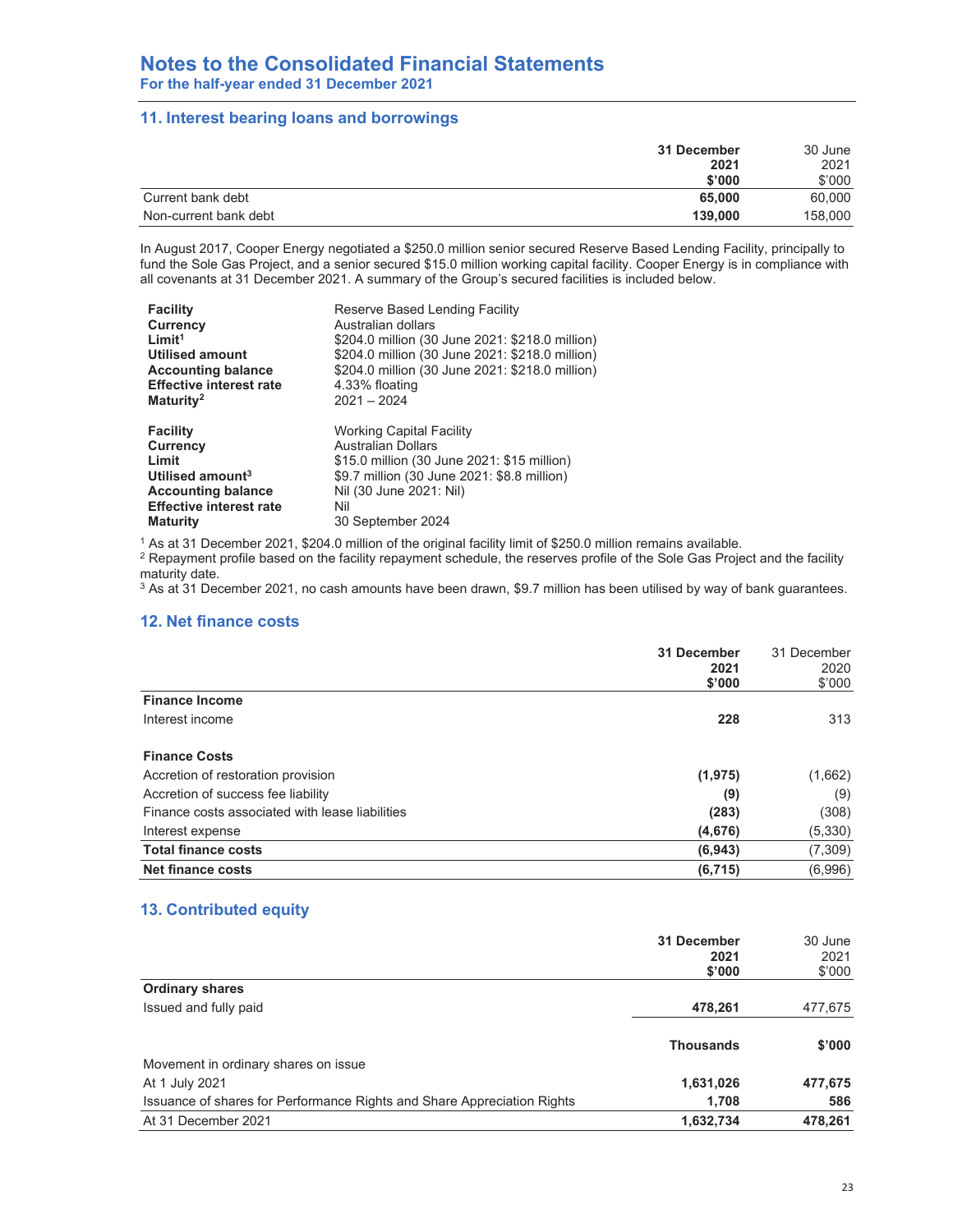# Notes to the Consolidated Financial Statements

**For the half-year ended 31 December 2021**

## 11. Interest bearing loans and borrowings

| | **31 December 2021 $'000** | 30 June 2021 $'000 |
|---|---|---|
| Current bank debt | **65,000** | 60,000 |
| Non-current bank debt | **139,000** | 158,000 |

In August 2017, Cooper Energy negotiated a $250.0 million senior secured Reserve Based Lending Facility, principally to fund the Sole Gas Project, and a senior secured $15.0 million working capital facility. Cooper Energy is in compliance with all covenants at 31 December 2021. A summary of the Group's secured facilities is included below.

| | |
|---|---|
| **Facility** | Reserve Based Lending Facility |
| **Currency** | Australian dollars |
| **Limit**[1] | $204.0 million (30 June 2021: $218.0 million) |
| **Utilised amount** | $204.0 million (30 June 2021: $218.0 million) |
| **Accounting balance** | $204.0 million (30 June 2021: $218.0 million) |
| **Effective interest rate** | 4.33% floating |
| **Maturity**[2] | 2021 – 2024 |

| | |
|---|---|
| **Facility** | Working Capital Facility |
| **Currency** | Australian Dollars |
| **Limit** | $15.0 million (30 June 2021: $15 million) |
| **Utilised amount**[3] | $9.7 million (30 June 2021: $8.8 million) |
| **Accounting balance** | Nil (30 June 2021: Nil) |
| **Effective interest rate** | Nil |
| **Maturity** | 30 September 2024 |

[1] As at 31 December 2021, $204.0 million of the original facility limit of $250.0 million remains available.
[2] Repayment profile based on the facility repayment schedule, the reserves profile of the Sole Gas Project and the facility maturity date.
[3] As at 31 December 2021, no cash amounts have been drawn, $9.7 million has been utilised by way of bank guarantees.

## 12. Net finance costs

| | **31 December 2021 $'000** | 31 December 2020 $'000 |
|---|---|---|
| **Finance Income** | | |
| Interest income | **228** | 313 |
| | | |
| **Finance Costs** | | |
| Accretion of restoration provision | **(1,975)** | (1,662) |
| Accretion of success fee liability | **(9)** | (9) |
| Finance costs associated with lease liabilities | **(283)** | (308) |
| Interest expense | **(4,676)** | (5,330) |
| **Total finance costs** | **(6,943)** | (7,309) |
| **Net finance costs** | **(6,715)** | (6,996) |

## 13. Contributed equity

| | **31 December 2021 $'000** | 30 June 2021 $'000 |
|---|---|---|
| **Ordinary shares** | | |
| Issued and fully paid | **478,261** | 477,675 |

| | **Thousands** | **$'000** |
|---|---|---|
| Movement in ordinary shares on issue | | |
| At 1 July 2021 | **1,631,026** | **477,675** |
| Issuance of shares for Performance Rights and Share Appreciation Rights | **1,708** | **586** |
| At 31 December 2021 | **1,632,734** | **478,261** |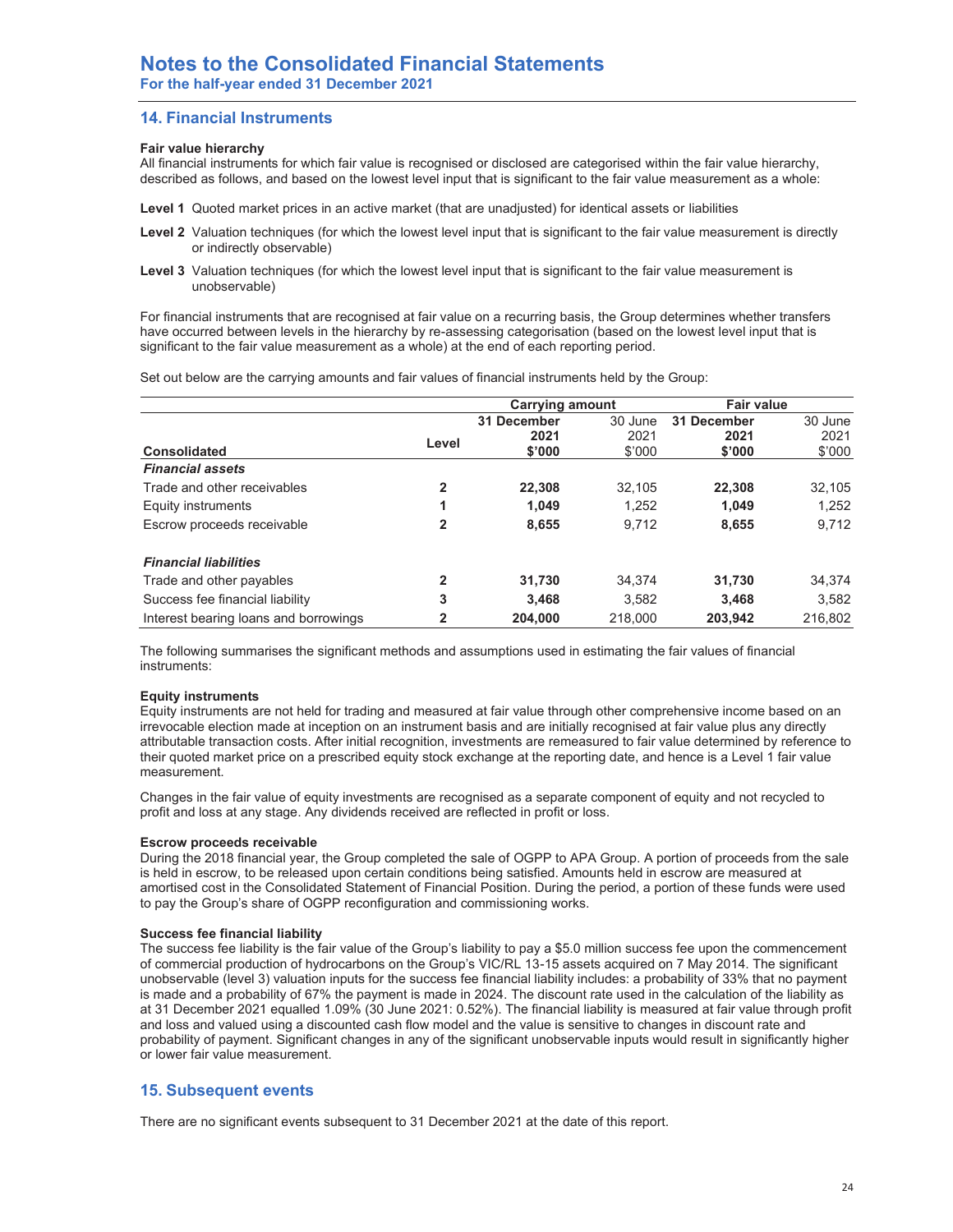# Notes to the Consolidated Financial Statements

**For the half-year ended 31 December 2021**

## 14. Financial Instruments

**Fair value hierarchy**

All financial instruments for which fair value is recognised or disclosed are categorised within the fair value hierarchy, described as follows, and based on the lowest level input that is significant to the fair value measurement as a whole:

**Level 1** Quoted market prices in an active market (that are unadjusted) for identical assets or liabilities

**Level 2** Valuation techniques (for which the lowest level input that is significant to the fair value measurement is directly or indirectly observable)

**Level 3** Valuation techniques (for which the lowest level input that is significant to the fair value measurement is unobservable)

For financial instruments that are recognised at fair value on a recurring basis, the Group determines whether transfers have occurred between levels in the hierarchy by re-assessing categorisation (based on the lowest level input that is significant to the fair value measurement as a whole) at the end of each reporting period.

Set out below are the carrying amounts and fair values of financial instruments held by the Group:

| | | Carrying amount | | Fair value | |
|---|---|---|---|---|---|
| **Consolidated** | **Level** | **31 December 2021 $'000** | 30 June 2021 $'000 | **31 December 2021 $'000** | 30 June 2021 $'000 |
| ***Financial assets*** | | | | | |
| Trade and other receivables | **2** | **22,308** | 32,105 | **22,308** | 32,105 |
| Equity instruments | **1** | **1,049** | 1,252 | **1,049** | 1,252 |
| Escrow proceeds receivable | **2** | **8,655** | 9,712 | **8,655** | 9,712 |
| ***Financial liabilities*** | | | | | |
| Trade and other payables | **2** | **31,730** | 34,374 | **31,730** | 34,374 |
| Success fee financial liability | **3** | **3,468** | 3,582 | **3,468** | 3,582 |
| Interest bearing loans and borrowings | **2** | **204,000** | 218,000 | **203,942** | 216,802 |

The following summarises the significant methods and assumptions used in estimating the fair values of financial instruments:

**Equity instruments**

Equity instruments are not held for trading and measured at fair value through other comprehensive income based on an irrevocable election made at inception on an instrument basis and are initially recognised at fair value plus any directly attributable transaction costs. After initial recognition, investments are remeasured to fair value determined by reference to their quoted market price on a prescribed equity stock exchange at the reporting date, and hence is a Level 1 fair value measurement.

Changes in the fair value of equity investments are recognised as a separate component of equity and not recycled to profit and loss at any stage. Any dividends received are reflected in profit or loss.

**Escrow proceeds receivable**

During the 2018 financial year, the Group completed the sale of OGPP to APA Group. A portion of proceeds from the sale is held in escrow, to be released upon certain conditions being satisfied. Amounts held in escrow are measured at amortised cost in the Consolidated Statement of Financial Position. During the period, a portion of these funds were used to pay the Group's share of OGPP reconfiguration and commissioning works.

**Success fee financial liability**

The success fee liability is the fair value of the Group's liability to pay a $5.0 million success fee upon the commencement of commercial production of hydrocarbons on the Group's VIC/RL 13-15 assets acquired on 7 May 2014. The significant unobservable (level 3) valuation inputs for the success fee financial liability includes: a probability of 33% that no payment is made and a probability of 67% the payment is made in 2024. The discount rate used in the calculation of the liability as at 31 December 2021 equalled 1.09% (30 June 2021: 0.52%). The financial liability is measured at fair value through profit and loss and valued using a discounted cash flow model and the value is sensitive to changes in discount rate and probability of payment. Significant changes in any of the significant unobservable inputs would result in significantly higher or lower fair value measurement.

## 15. Subsequent events

There are no significant events subsequent to 31 December 2021 at the date of this report.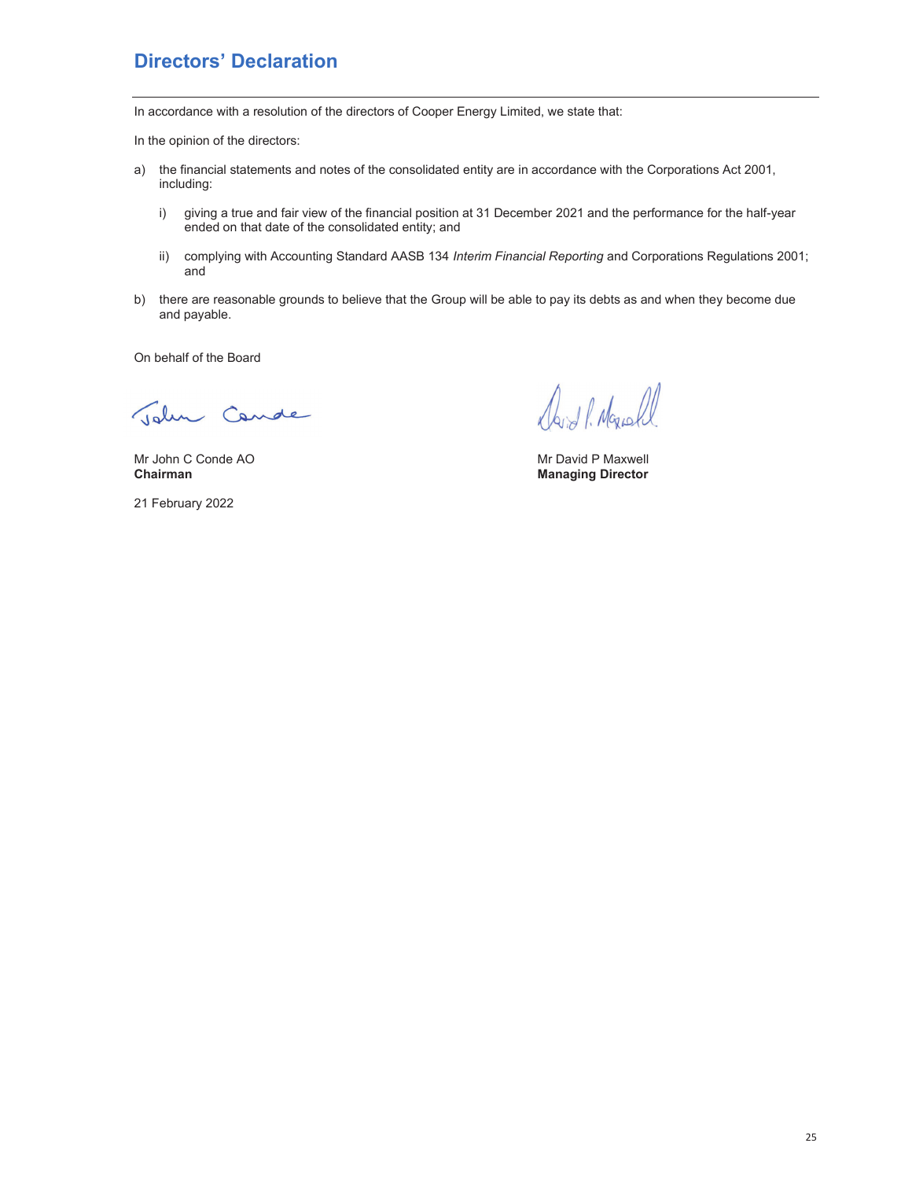# Directors' Declaration

In accordance with a resolution of the directors of Cooper Energy Limited, we state that:

In the opinion of the directors:

a) the financial statements and notes of the consolidated entity are in accordance with the Corporations Act 2001, including:

   i) giving a true and fair view of the financial position at 31 December 2021 and the performance for the half-year ended on that date of the consolidated entity; and

   ii) complying with Accounting Standard AASB 134 *Interim Financial Reporting* and Corporations Regulations 2001; and

b) there are reasonable grounds to believe that the Group will be able to pay its debts as and when they become due and payable.

On behalf of the Board

Mr John C Conde AO
**Chairman**

Mr David P Maxwell
**Managing Director**

21 February 2022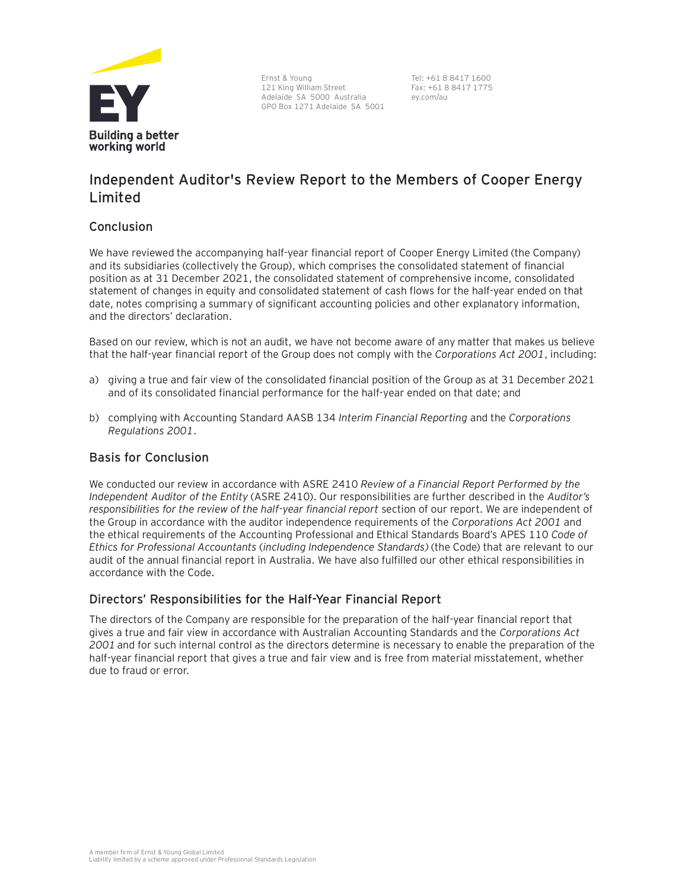Ernst & Young
121 King William Street
Adelaide SA 5000 Australia
GPO Box 1271 Adelaide SA 5001

Tel: +61 8 8417 1600
Fax: +61 8 8417 1775
ey.com/au

# Independent Auditor's Review Report to the Members of Cooper Energy Limited

## Conclusion

We have reviewed the accompanying half-year financial report of Cooper Energy Limited (the Company) and its subsidiaries (collectively the Group), which comprises the consolidated statement of financial position as at 31 December 2021, the consolidated statement of comprehensive income, consolidated statement of changes in equity and consolidated statement of cash flows for the half-year ended on that date, notes comprising a summary of significant accounting policies and other explanatory information, and the directors' declaration.

Based on our review, which is not an audit, we have not become aware of any matter that makes us believe that the half-year financial report of the Group does not comply with the *Corporations Act 2001*, including:

a) giving a true and fair view of the consolidated financial position of the Group as at 31 December 2021 and of its consolidated financial performance for the half-year ended on that date; and

b) complying with Accounting Standard AASB 134 *Interim Financial Reporting* and the *Corporations Regulations 2001*.

## Basis for Conclusion

We conducted our review in accordance with ASRE 2410 *Review of a Financial Report Performed by the Independent Auditor of the Entity* (ASRE 2410). Our responsibilities are further described in the *Auditor's responsibilities for the review of the half-year financial report* section of our report. We are independent of the Group in accordance with the auditor independence requirements of the *Corporations Act 2001* and the ethical requirements of the Accounting Professional and Ethical Standards Board's APES 110 *Code of Ethics for Professional Accountants (including Independence Standards)* (the Code) that are relevant to our audit of the annual financial report in Australia. We have also fulfilled our other ethical responsibilities in accordance with the Code.

## Directors' Responsibilities for the Half-Year Financial Report

The directors of the Company are responsible for the preparation of the half-year financial report that gives a true and fair view in accordance with Australian Accounting Standards and the *Corporations Act 2001* and for such internal control as the directors determine is necessary to enable the preparation of the half-year financial report that gives a true and fair view and is free from material misstatement, whether due to fraud or error.

A member firm of Ernst & Young Global Limited
Liability limited by a scheme approved under Professional Standards Legislation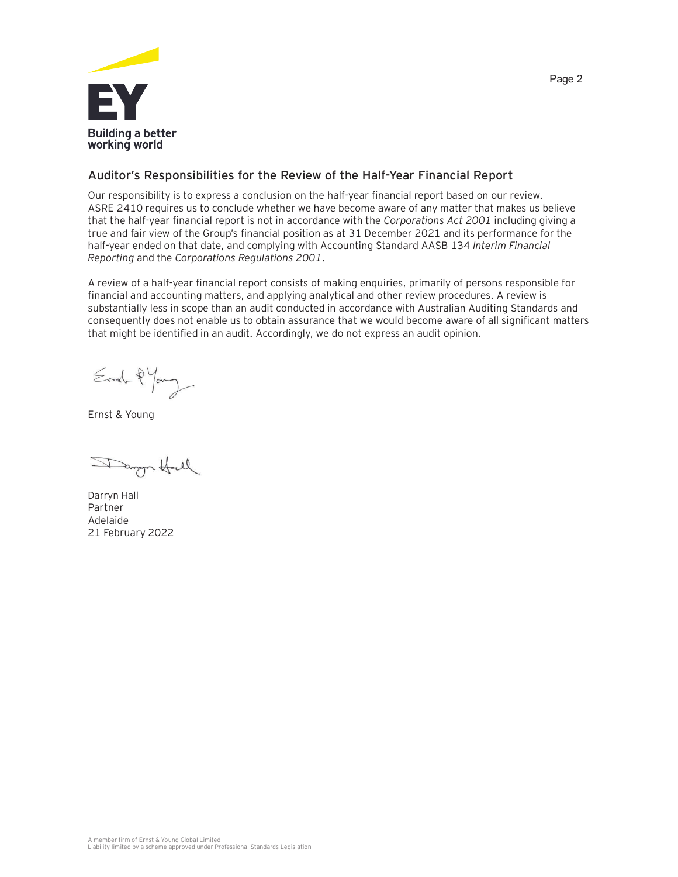## Auditor's Responsibilities for the Review of the Half-Year Financial Report

Our responsibility is to express a conclusion on the half-year financial report based on our review. ASRE 2410 requires us to conclude whether we have become aware of any matter that makes us believe that the half-year financial report is not in accordance with the *Corporations Act 2001* including giving a true and fair view of the Group's financial position as at 31 December 2021 and its performance for the half-year ended on that date, and complying with Accounting Standard AASB 134 *Interim Financial Reporting* and the *Corporations Regulations 2001*.

A review of a half-year financial report consists of making enquiries, primarily of persons responsible for financial and accounting matters, and applying analytical and other review procedures. A review is substantially less in scope than an audit conducted in accordance with Australian Auditing Standards and consequently does not enable us to obtain assurance that we would become aware of all significant matters that might be identified in an audit. Accordingly, we do not express an audit opinion.

Ernst & Young

Darryn Hall
Partner
Adelaide
21 February 2022

A member firm of Ernst & Young Global Limited
Liability limited by a scheme approved under Professional Standards Legislation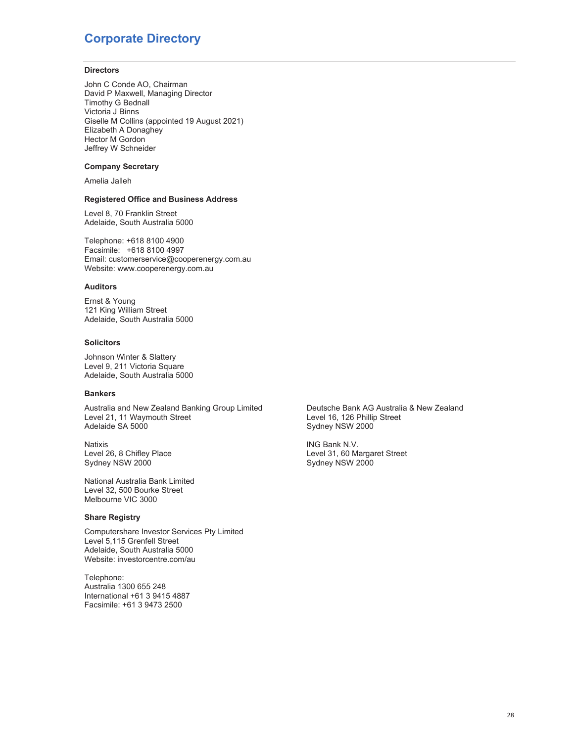# Corporate Directory

### Directors

John C Conde AO, Chairman
David P Maxwell, Managing Director
Timothy G Bednall
Victoria J Binns
Giselle M Collins (appointed 19 August 2021)
Elizabeth A Donaghey
Hector M Gordon
Jeffrey W Schneider

### Company Secretary

Amelia Jalleh

### Registered Office and Business Address

Level 8, 70 Franklin Street
Adelaide, South Australia 5000

Telephone: +618 8100 4900
Facsimile: +618 8100 4997
Email: customerservice@cooperenergy.com.au
Website: www.cooperenergy.com.au

### Auditors

Ernst & Young
121 King William Street
Adelaide, South Australia 5000

### Solicitors

Johnson Winter & Slattery
Level 9, 211 Victoria Square
Adelaide, South Australia 5000

### Bankers

Australia and New Zealand Banking Group Limited
Level 21, 11 Waymouth Street
Adelaide SA 5000

Natixis
Level 26, 8 Chifley Place
Sydney NSW 2000

National Australia Bank Limited
Level 32, 500 Bourke Street
Melbourne VIC 3000

Deutsche Bank AG Australia & New Zealand
Level 16, 126 Phillip Street
Sydney NSW 2000

ING Bank N.V.
Level 31, 60 Margaret Street
Sydney NSW 2000

### Share Registry

Computershare Investor Services Pty Limited
Level 5,115 Grenfell Street
Adelaide, South Australia 5000
Website: investorcentre.com/au

Telephone:
Australia 1300 655 248
International +61 3 9415 4887
Facsimile: +61 3 9473 2500